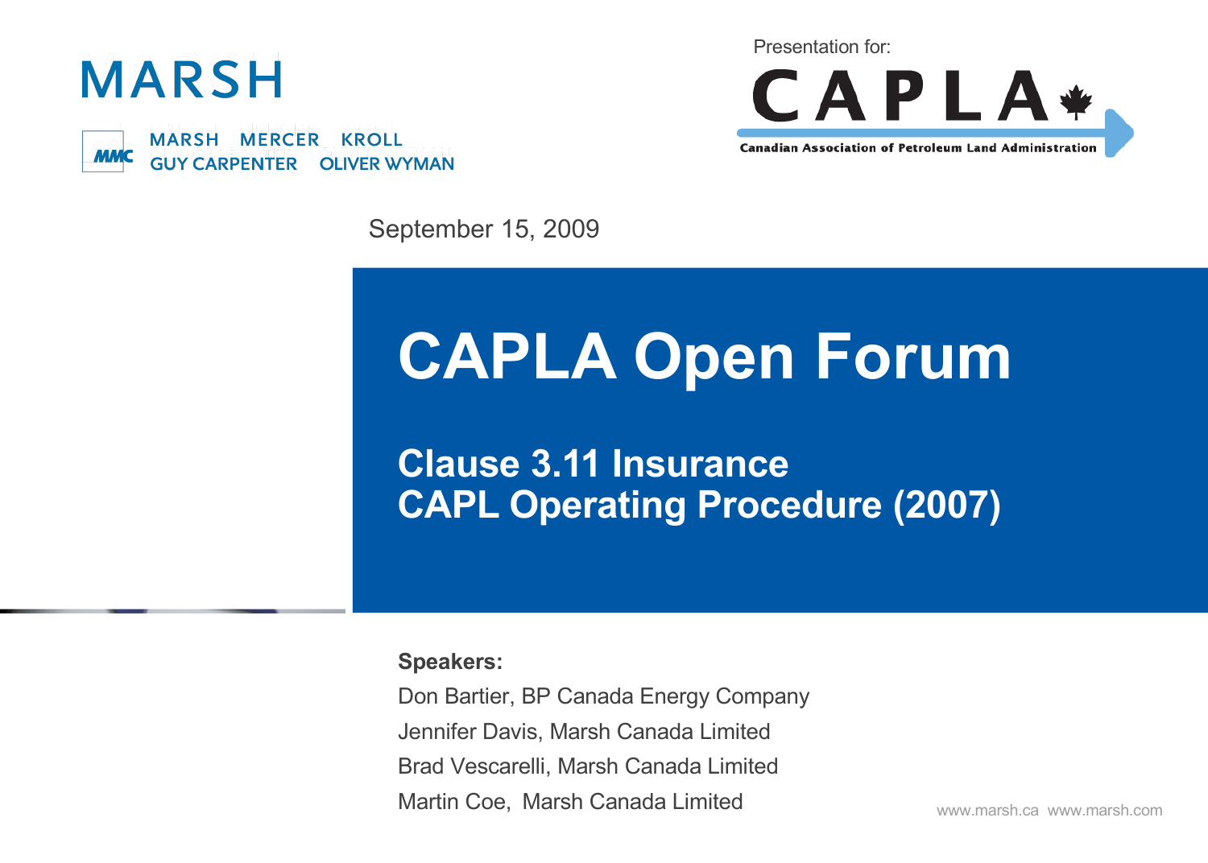MARSH

MARSH MERCER KROLL
GUY CARPENTER OLIVER WYMAN

Presentation for:

CAPLA

Canadian Association of Petroleum Land Administration

September 15, 2009

# CAPLA Open Forum

## Clause 3.11 Insurance
## CAPL Operating Procedure (2007)

**Speakers:**

Don Bartier, BP Canada Energy Company

Jennifer Davis, Marsh Canada Limited

Brad Vescarelli, Marsh Canada Limited

Martin Coe, Marsh Canada Limited

www.marsh.ca www.marsh.com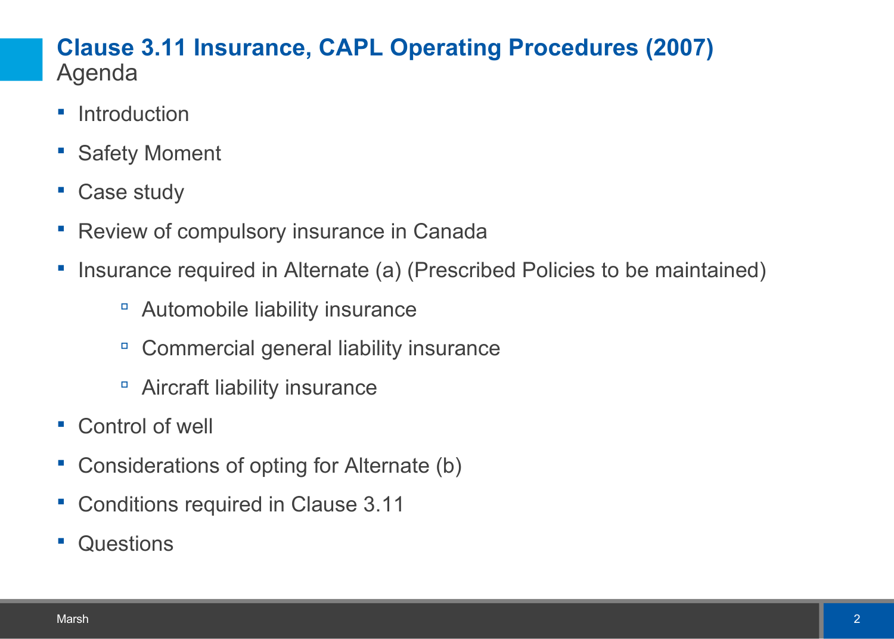# Clause 3.11 Insurance, CAPL Operating Procedures (2007)

## Agenda

- Introduction
- Safety Moment
- Case study
- Review of compulsory insurance in Canada
- Insurance required in Alternate (a) (Prescribed Policies to be maintained)
  - Automobile liability insurance
  - Commercial general liability insurance
  - Aircraft liability insurance
- Control of well
- Considerations of opting for Alternate (b)
- Conditions required in Clause 3.11
- Questions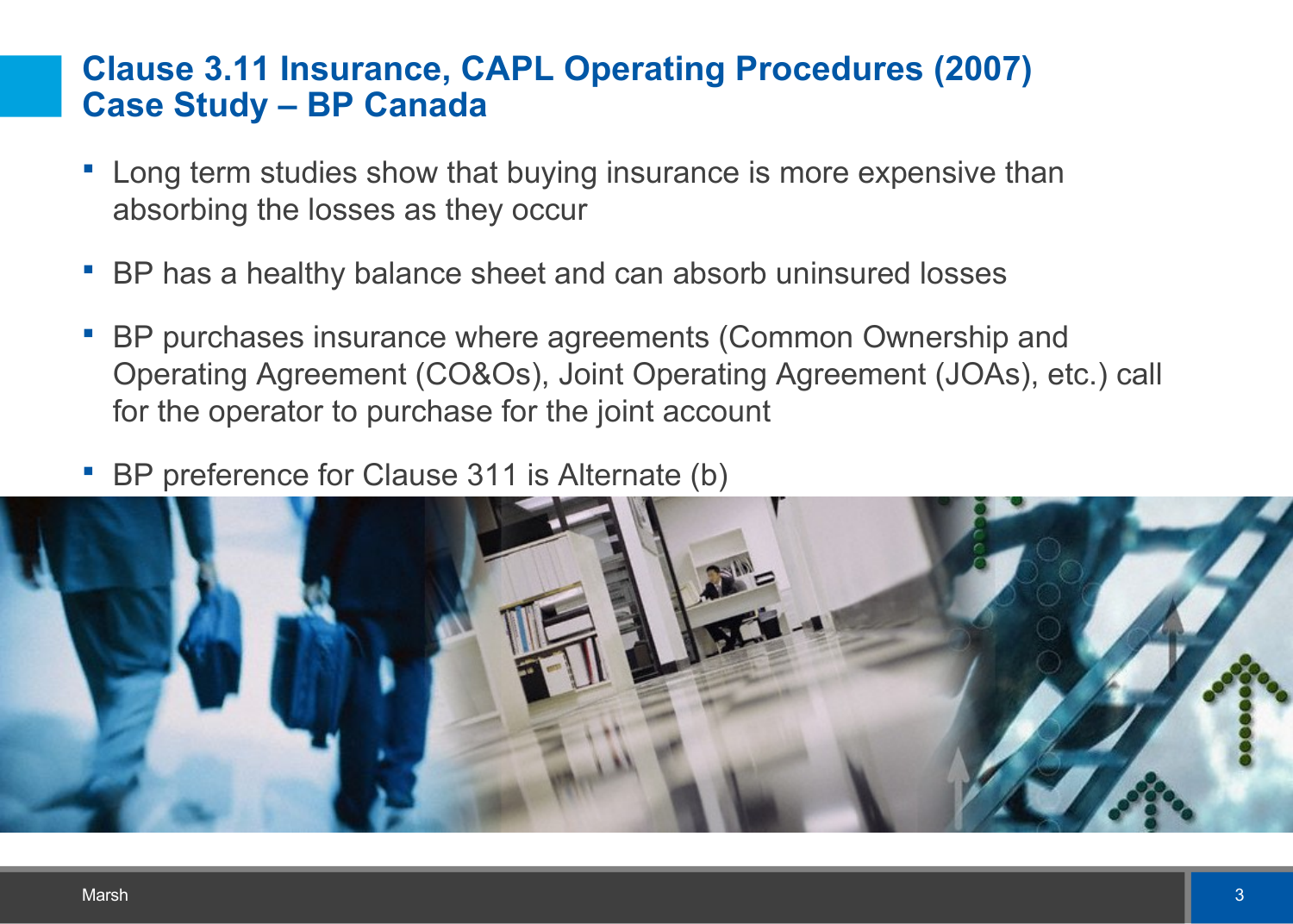# Clause 3.11 Insurance, CAPL Operating Procedures (2007) Case Study – BP Canada

- Long term studies show that buying insurance is more expensive than absorbing the losses as they occur
- BP has a healthy balance sheet and can absorb uninsured losses
- BP purchases insurance where agreements (Common Ownership and Operating Agreement (CO&Os), Joint Operating Agreement (JOAs), etc.) call for the operator to purchase for the joint account
- BP preference for Clause 311 is Alternate (b)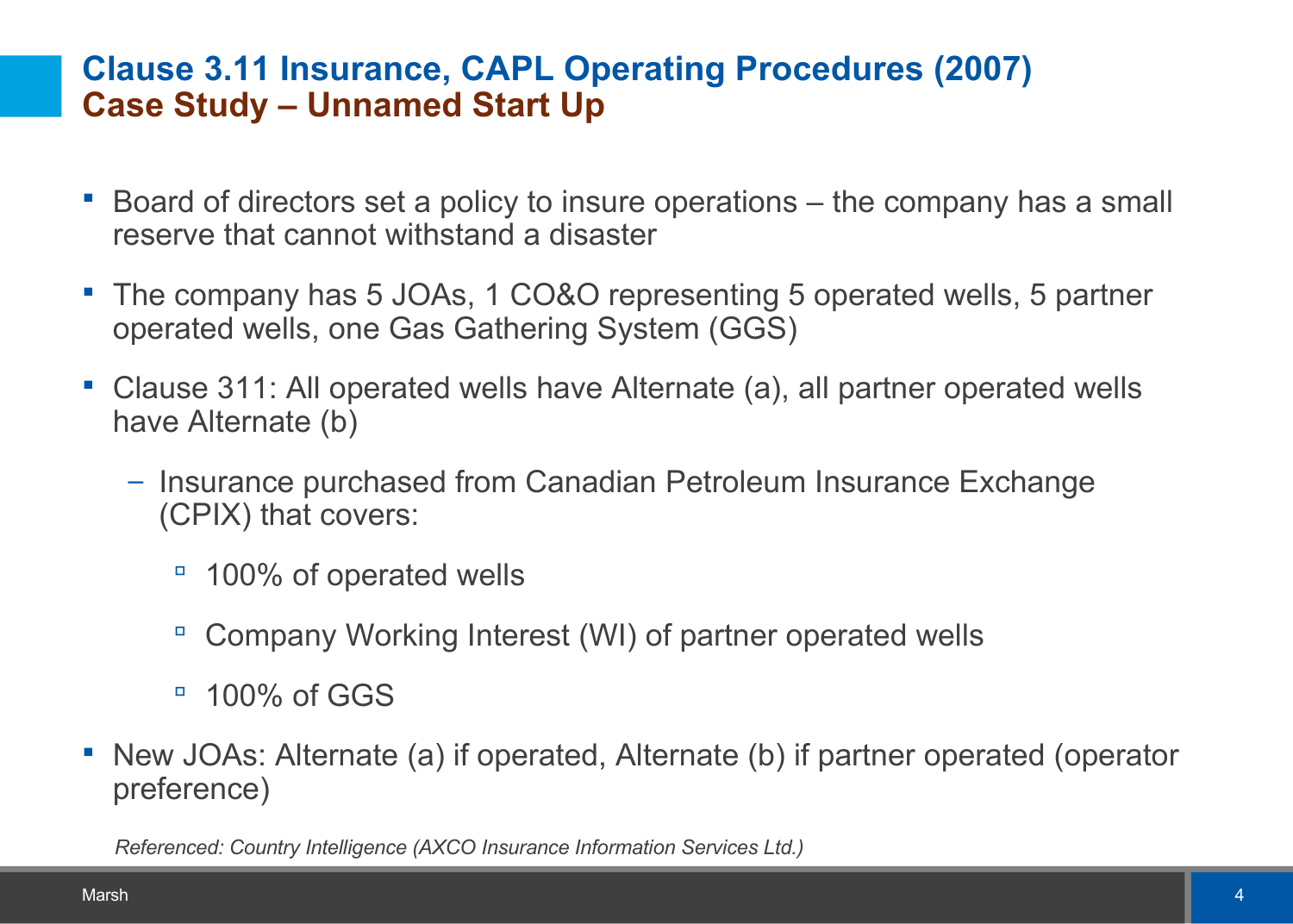# Clause 3.11 Insurance, CAPL Operating Procedures (2007)
## Case Study – Unnamed Start Up

- Board of directors set a policy to insure operations – the company has a small reserve that cannot withstand a disaster
- The company has 5 JOAs, 1 CO&O representing 5 operated wells, 5 partner operated wells, one Gas Gathering System (GGS)
- Clause 311: All operated wells have Alternate (a), all partner operated wells have Alternate (b)
  - Insurance purchased from Canadian Petroleum Insurance Exchange (CPIX) that covers:
    - 100% of operated wells
    - Company Working Interest (WI) of partner operated wells
    - 100% of GGS
- New JOAs: Alternate (a) if operated, Alternate (b) if partner operated (operator preference)

*Referenced: Country Intelligence (AXCO Insurance Information Services Ltd.)*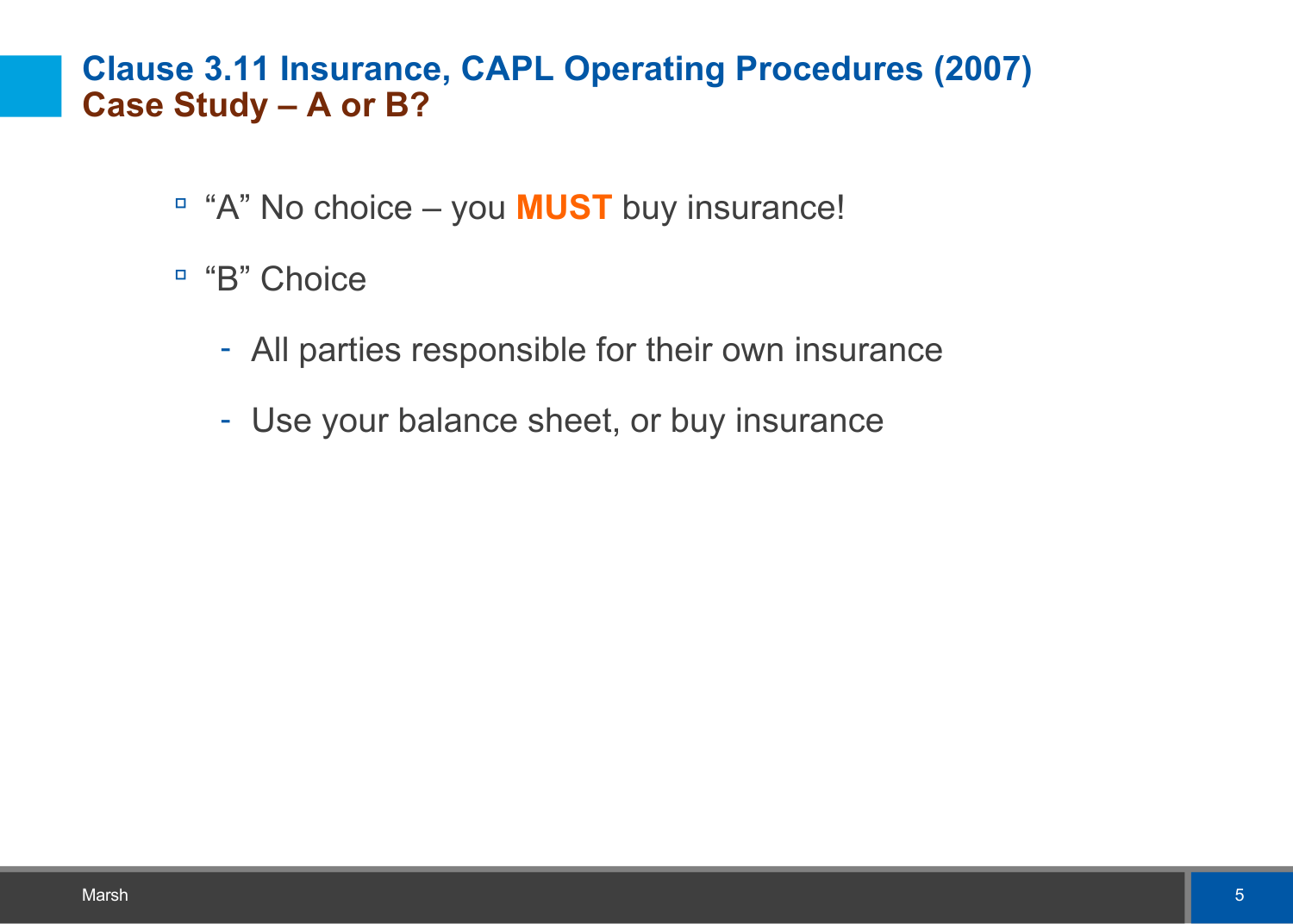# Clause 3.11 Insurance, CAPL Operating Procedures (2007)
## Case Study – A or B?

- "A" No choice – you **MUST** buy insurance!
- "B" Choice
  - All parties responsible for their own insurance
  - Use your balance sheet, or buy insurance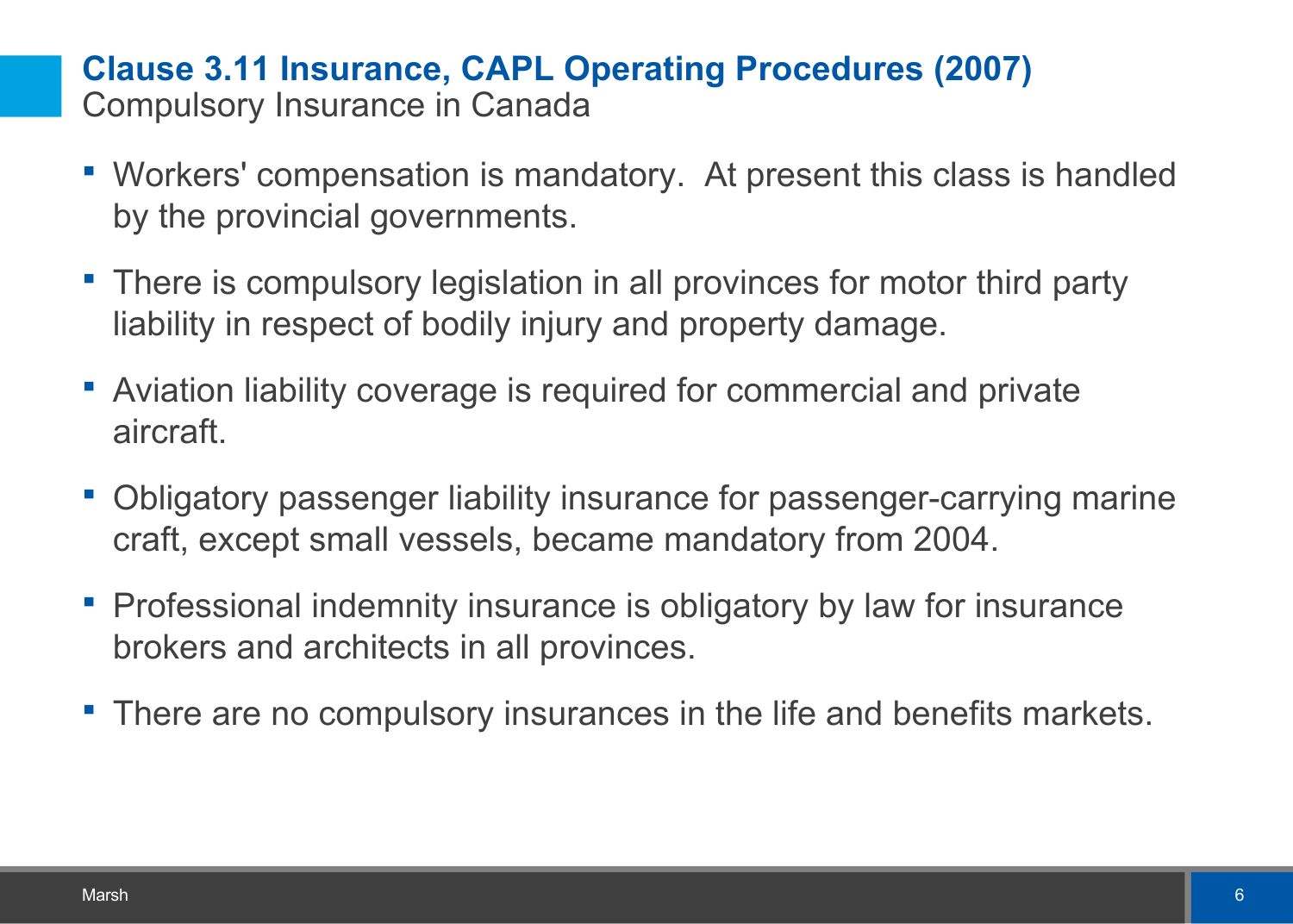## Clause 3.11 Insurance, CAPL Operating Procedures (2007)

Compulsory Insurance in Canada

- Workers' compensation is mandatory. At present this class is handled by the provincial governments.
- There is compulsory legislation in all provinces for motor third party liability in respect of bodily injury and property damage.
- Aviation liability coverage is required for commercial and private aircraft.
- Obligatory passenger liability insurance for passenger-carrying marine craft, except small vessels, became mandatory from 2004.
- Professional indemnity insurance is obligatory by law for insurance brokers and architects in all provinces.
- There are no compulsory insurances in the life and benefits markets.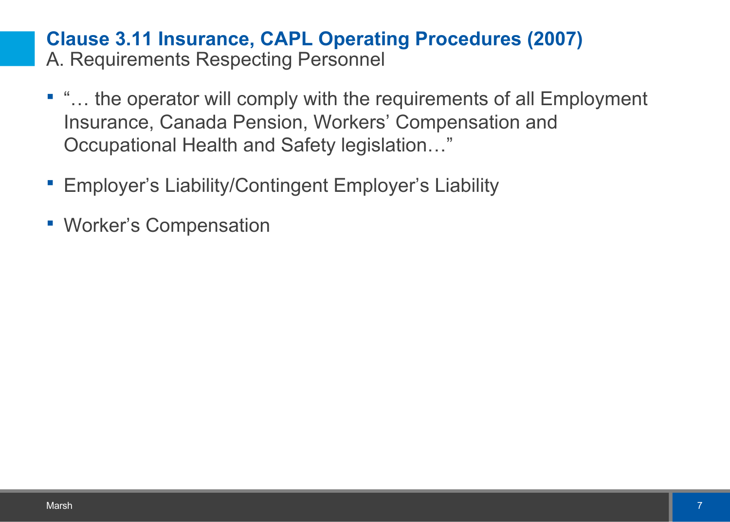## Clause 3.11 Insurance, CAPL Operating Procedures (2007)

A. Requirements Respecting Personnel

- "… the operator will comply with the requirements of all Employment Insurance, Canada Pension, Workers' Compensation and Occupational Health and Safety legislation…"
- Employer's Liability/Contingent Employer's Liability
- Worker's Compensation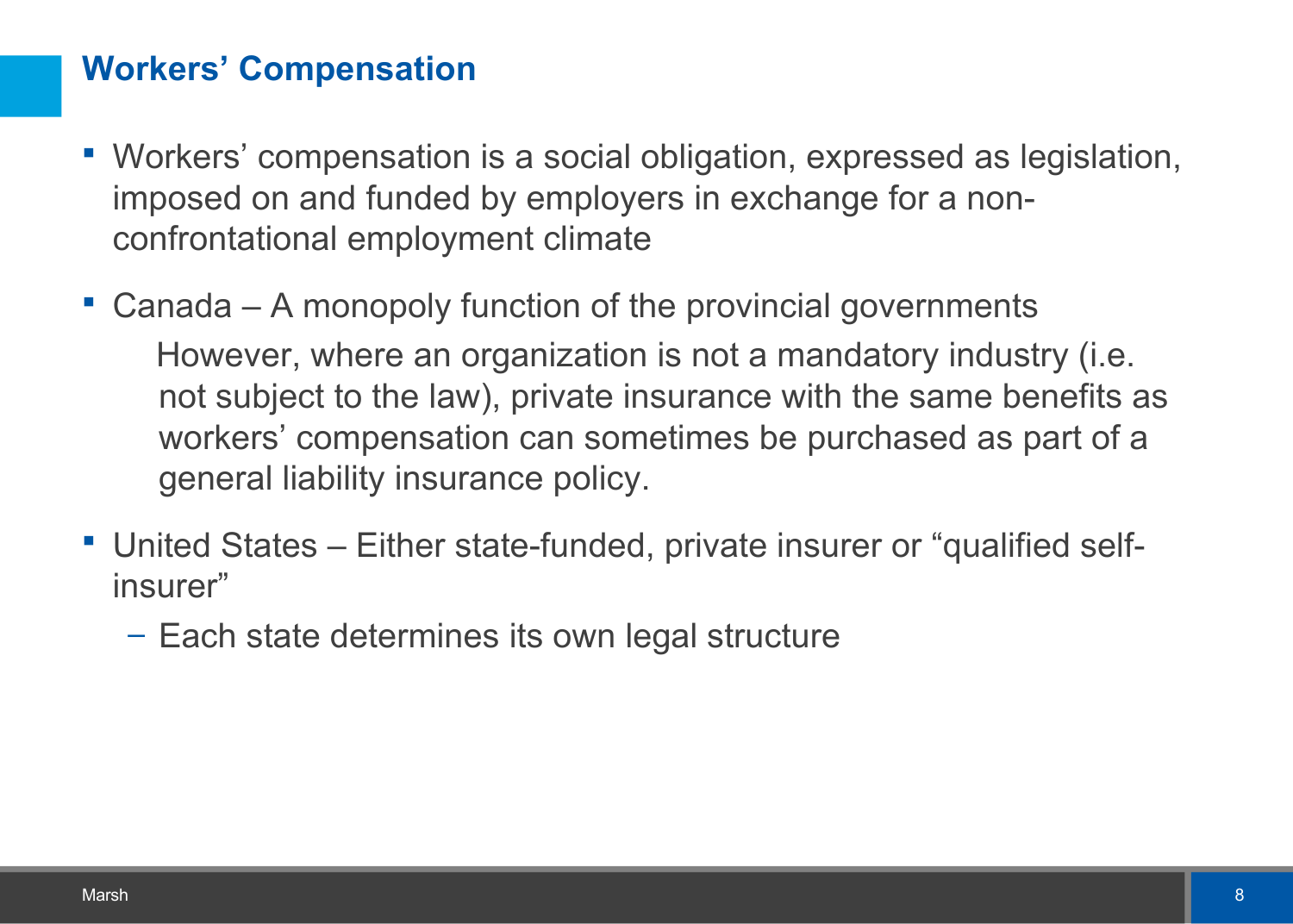# Workers' Compensation

- Workers' compensation is a social obligation, expressed as legislation, imposed on and funded by employers in exchange for a non-confrontational employment climate
- Canada – A monopoly function of the provincial governments

  However, where an organization is not a mandatory industry (i.e. not subject to the law), private insurance with the same benefits as workers' compensation can sometimes be purchased as part of a general liability insurance policy.
- United States – Either state-funded, private insurer or "qualified self-insurer"
  - Each state determines its own legal structure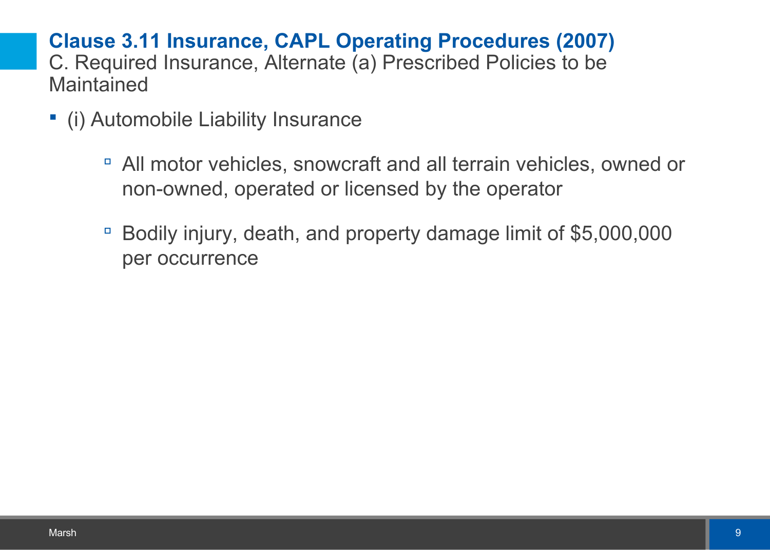## Clause 3.11 Insurance, CAPL Operating Procedures (2007)

C. Required Insurance, Alternate (a) Prescribed Policies to be Maintained

- (i) Automobile Liability Insurance
  - All motor vehicles, snowcraft and all terrain vehicles, owned or non-owned, operated or licensed by the operator
  - Bodily injury, death, and property damage limit of $5,000,000 per occurrence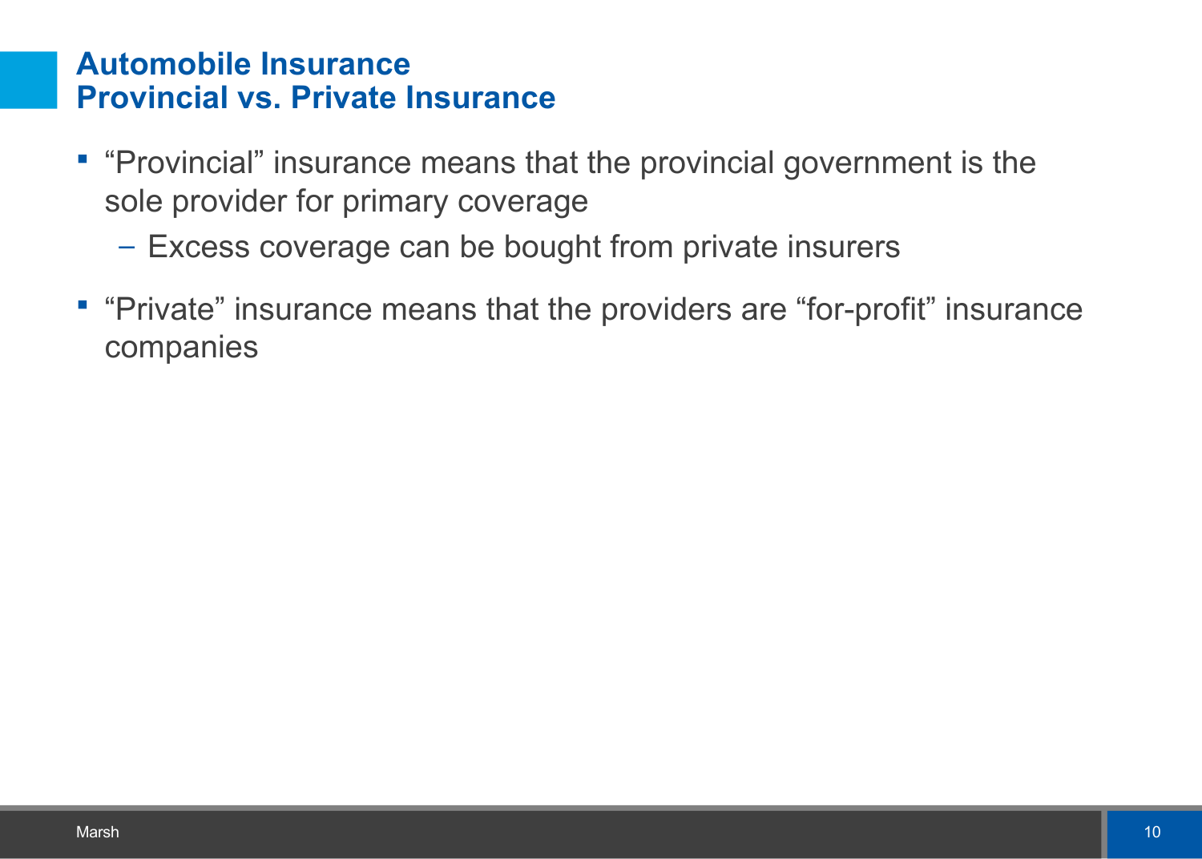## Automobile Insurance
## Provincial vs. Private Insurance

- "Provincial" insurance means that the provincial government is the sole provider for primary coverage
  - Excess coverage can be bought from private insurers
- "Private" insurance means that the providers are "for-profit" insurance companies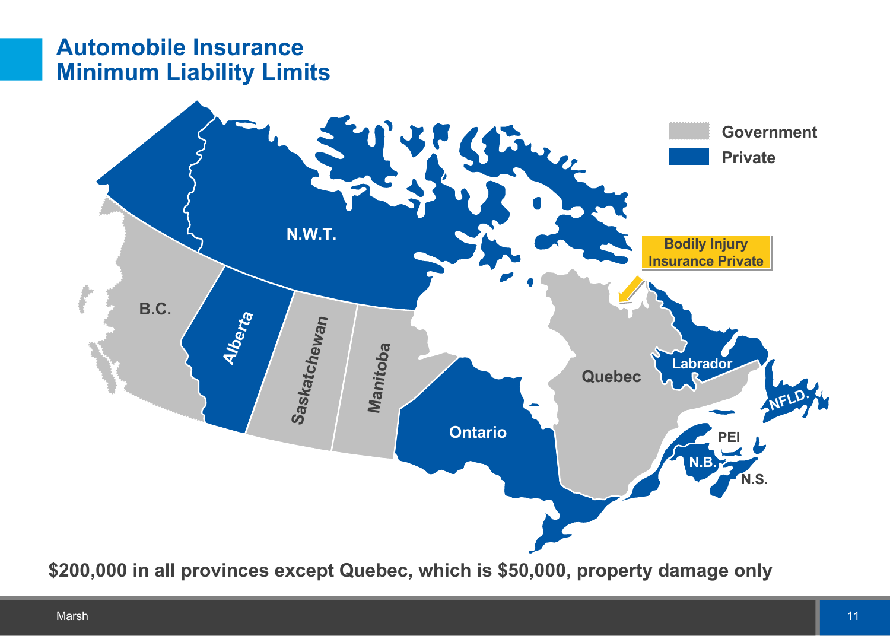# Automobile Insurance Minimum Liability Limits

Government

Private

Bodily Injury Insurance Private

N.W.T.

B.C.

Alberta

Saskatchewan

Manitoba

Ontario

Quebec

Labrador

NFLD.

PEI

N.B.

N.S.

**$200,000 in all provinces except Quebec, which is $50,000, property damage only**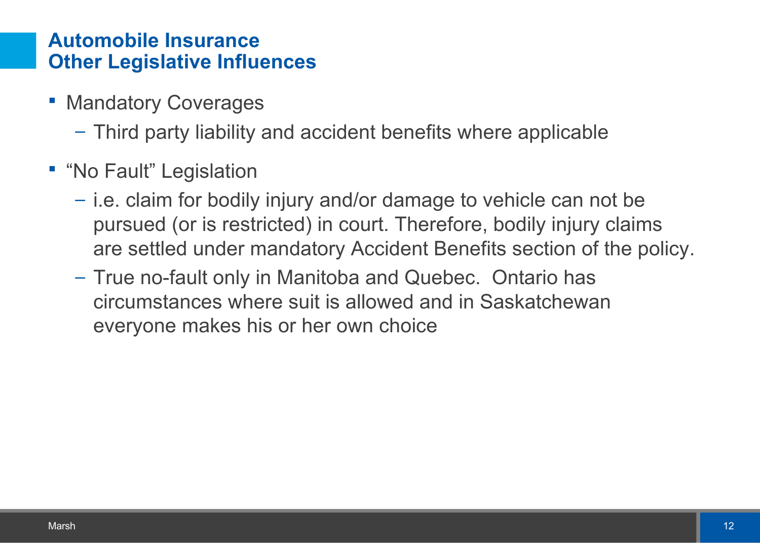## Automobile Insurance
## Other Legislative Influences

- Mandatory Coverages
  - Third party liability and accident benefits where applicable
- “No Fault” Legislation
  - i.e. claim for bodily injury and/or damage to vehicle can not be pursued (or is restricted) in court. Therefore, bodily injury claims are settled under mandatory Accident Benefits section of the policy.
  - True no-fault only in Manitoba and Quebec.  Ontario has circumstances where suit is allowed and in Saskatchewan everyone makes his or her own choice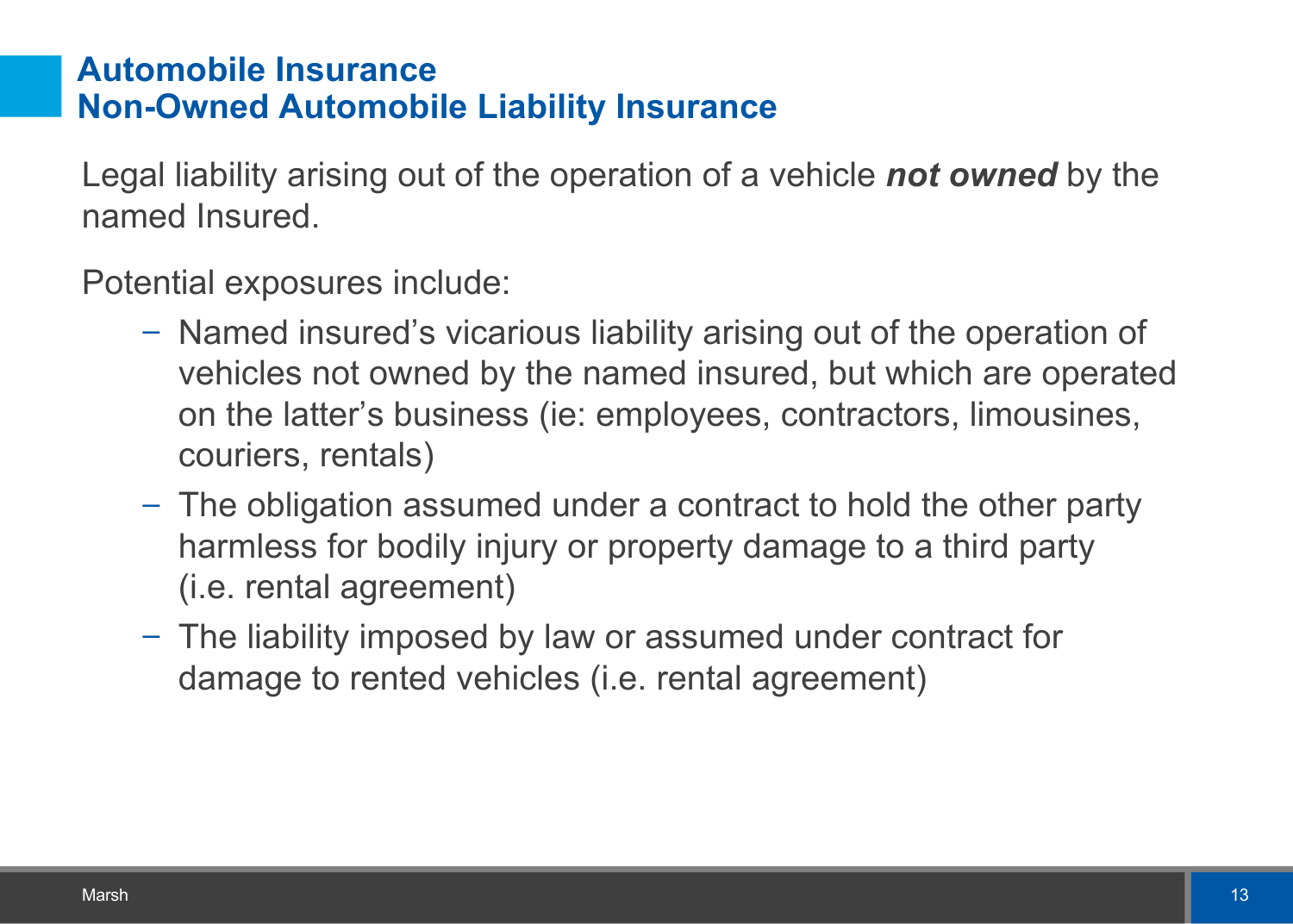## Automobile Insurance
## Non-Owned Automobile Liability Insurance

Legal liability arising out of the operation of a vehicle ***not owned*** by the named Insured.

Potential exposures include:

- Named insured's vicarious liability arising out of the operation of vehicles not owned by the named insured, but which are operated on the latter's business (ie: employees, contractors, limousines, couriers, rentals)
- The obligation assumed under a contract to hold the other party harmless for bodily injury or property damage to a third party (i.e. rental agreement)
- The liability imposed by law or assumed under contract for damage to rented vehicles (i.e. rental agreement)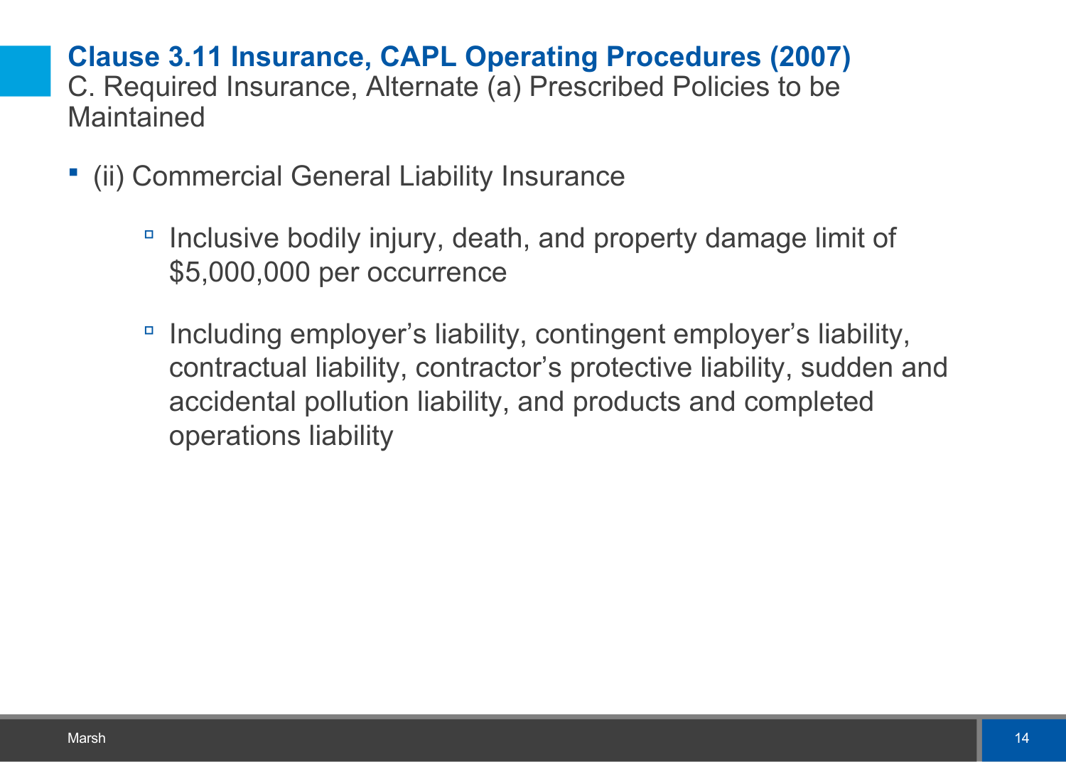## Clause 3.11 Insurance, CAPL Operating Procedures (2007)

C. Required Insurance, Alternate (a) Prescribed Policies to be Maintained

- (ii) Commercial General Liability Insurance
  - Inclusive bodily injury, death, and property damage limit of $5,000,000 per occurrence
  - Including employer's liability, contingent employer's liability, contractual liability, contractor's protective liability, sudden and accidental pollution liability, and products and completed operations liability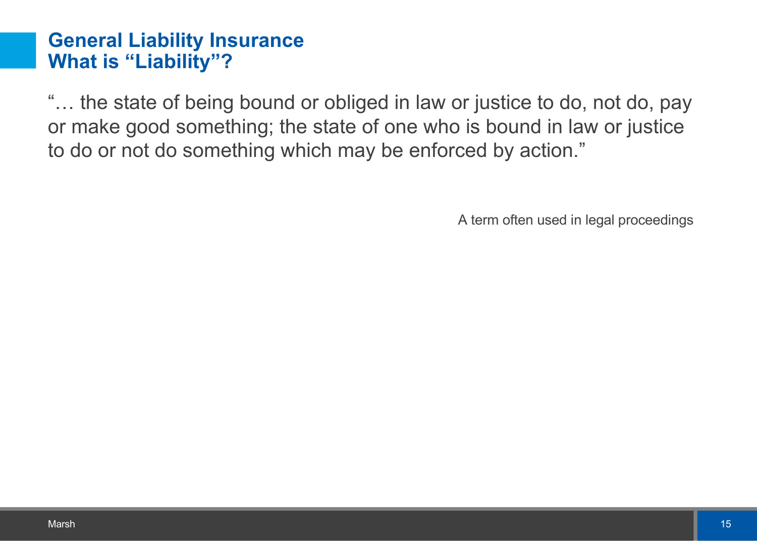# General Liability Insurance
## What is "Liability"?

"… the state of being bound or obliged in law or justice to do, not do, pay or make good something; the state of one who is bound in law or justice to do or not do something which may be enforced by action."

A term often used in legal proceedings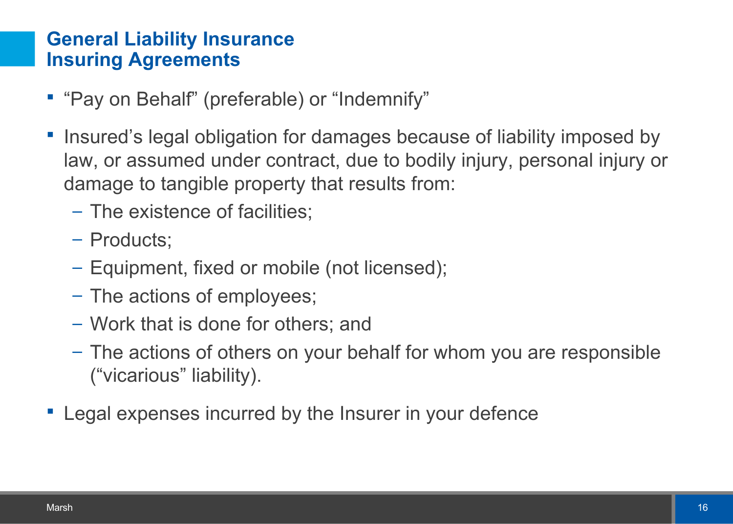## General Liability Insurance Insuring Agreements

- “Pay on Behalf” (preferable) or “Indemnify”
- Insured’s legal obligation for damages because of liability imposed by law, or assumed under contract, due to bodily injury, personal injury or damage to tangible property that results from:
  - The existence of facilities;
  - Products;
  - Equipment, fixed or mobile (not licensed);
  - The actions of employees;
  - Work that is done for others; and
  - The actions of others on your behalf for whom you are responsible (“vicarious” liability).
- Legal expenses incurred by the Insurer in your defence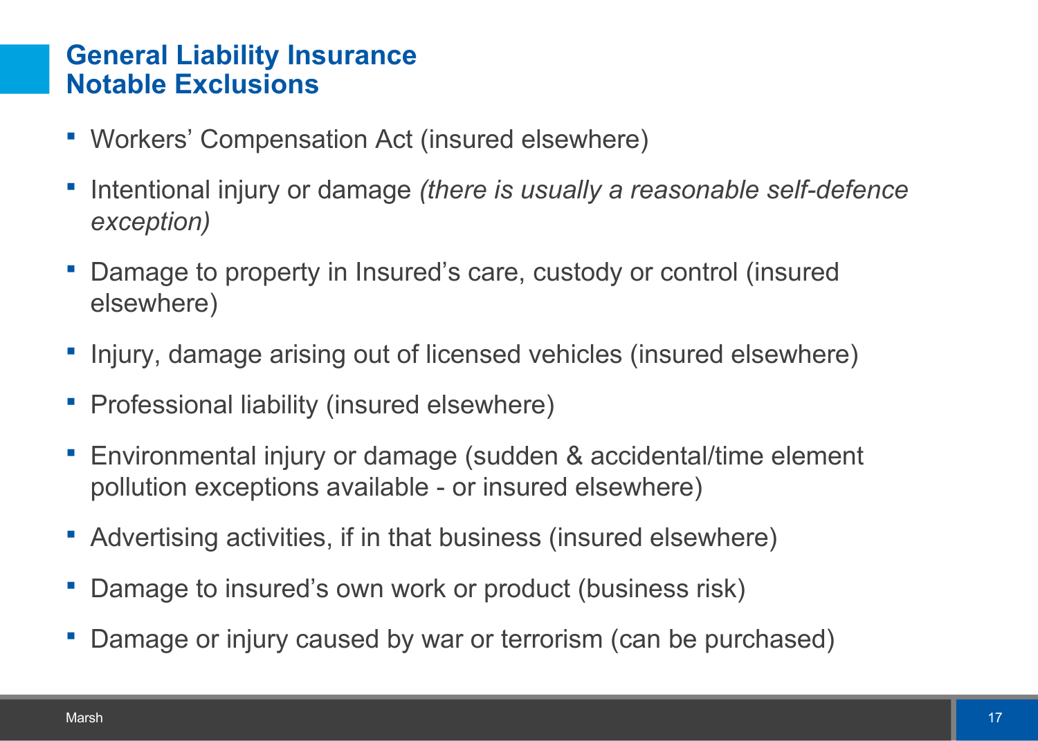## General Liability Insurance
## Notable Exclusions

- Workers' Compensation Act (insured elsewhere)
- Intentional injury or damage *(there is usually a reasonable self-defence exception)*
- Damage to property in Insured's care, custody or control (insured elsewhere)
- Injury, damage arising out of licensed vehicles (insured elsewhere)
- Professional liability (insured elsewhere)
- Environmental injury or damage (sudden & accidental/time element pollution exceptions available - or insured elsewhere)
- Advertising activities, if in that business (insured elsewhere)
- Damage to insured's own work or product (business risk)
- Damage or injury caused by war or terrorism (can be purchased)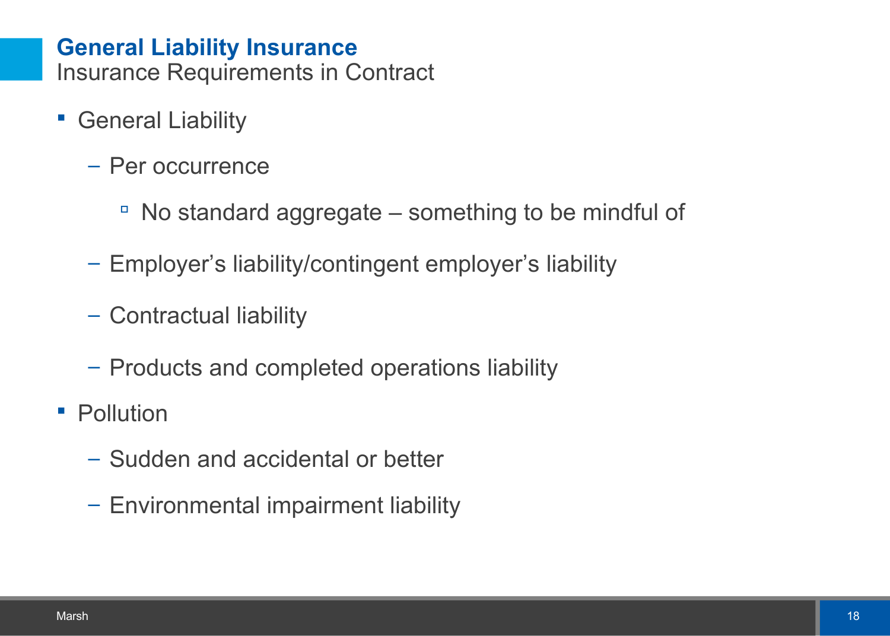## General Liability Insurance

Insurance Requirements in Contract

- General Liability
  - Per occurrence
    - No standard aggregate – something to be mindful of
  - Employer's liability/contingent employer's liability
  - Contractual liability
  - Products and completed operations liability
- Pollution
  - Sudden and accidental or better
  - Environmental impairment liability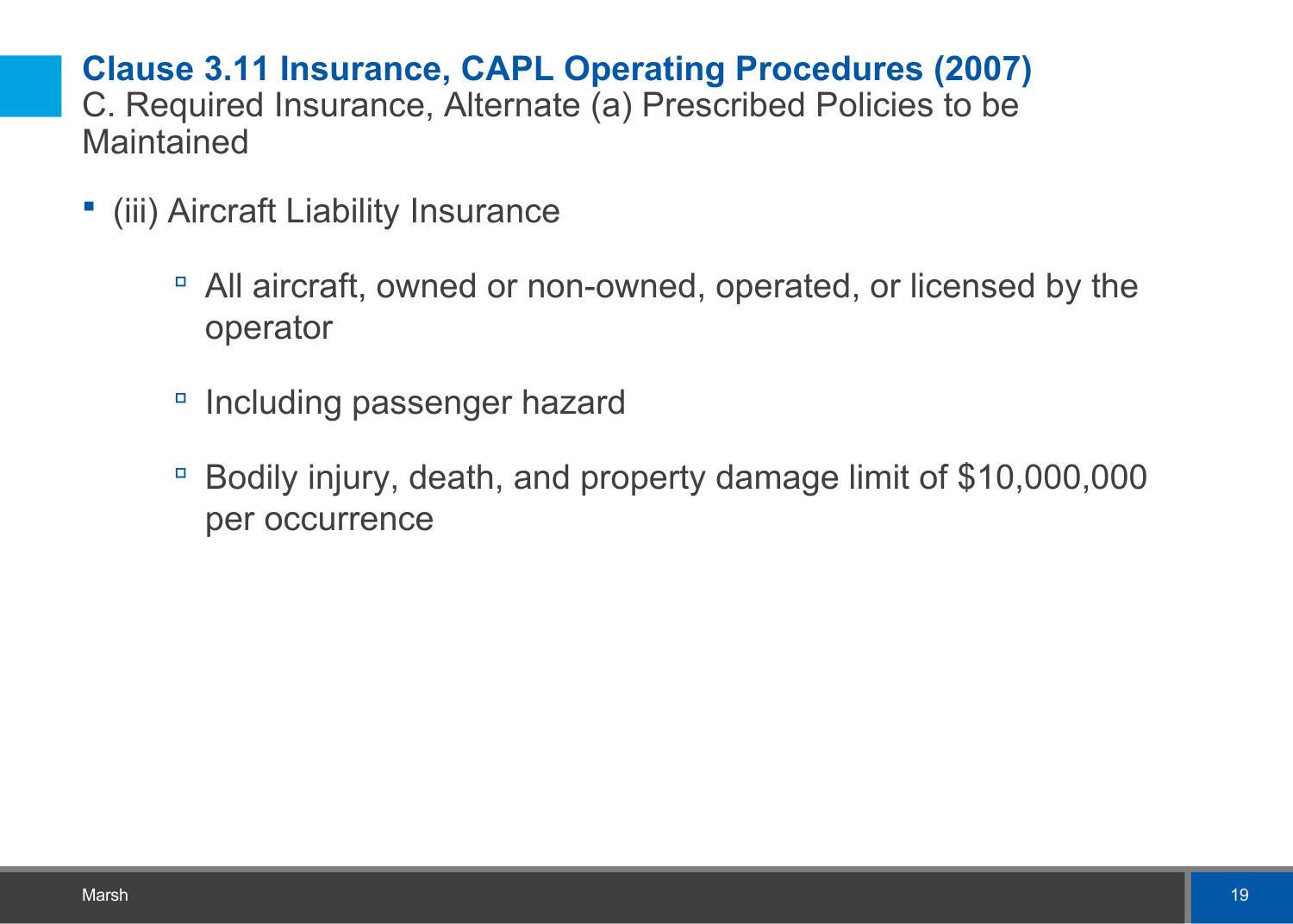## Clause 3.11 Insurance, CAPL Operating Procedures (2007)

C. Required Insurance, Alternate (a) Prescribed Policies to be Maintained

- (iii) Aircraft Liability Insurance
  - All aircraft, owned or non-owned, operated, or licensed by the operator
  - Including passenger hazard
  - Bodily injury, death, and property damage limit of $10,000,000 per occurrence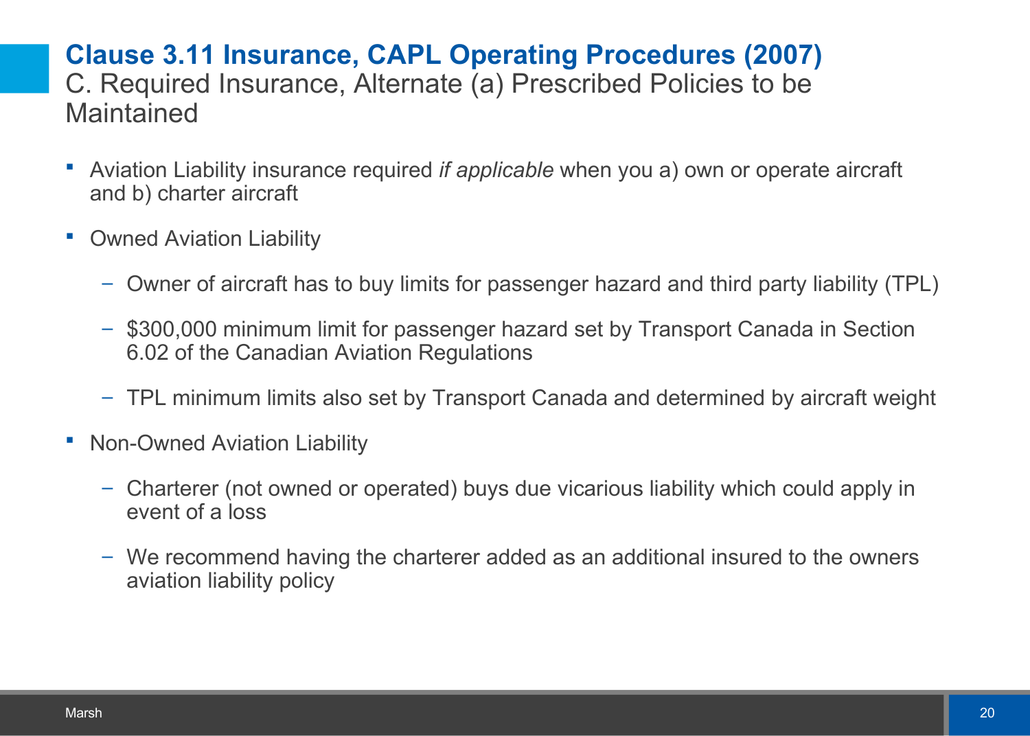# Clause 3.11 Insurance, CAPL Operating Procedures (2007)

## C. Required Insurance, Alternate (a) Prescribed Policies to be Maintained

- Aviation Liability insurance required *if applicable* when you a) own or operate aircraft and b) charter aircraft
- Owned Aviation Liability
  - Owner of aircraft has to buy limits for passenger hazard and third party liability (TPL)
  - $300,000 minimum limit for passenger hazard set by Transport Canada in Section 6.02 of the Canadian Aviation Regulations
  - TPL minimum limits also set by Transport Canada and determined by aircraft weight
- Non-Owned Aviation Liability
  - Charterer (not owned or operated) buys due vicarious liability which could apply in event of a loss
  - We recommend having the charterer added as an additional insured to the owners aviation liability policy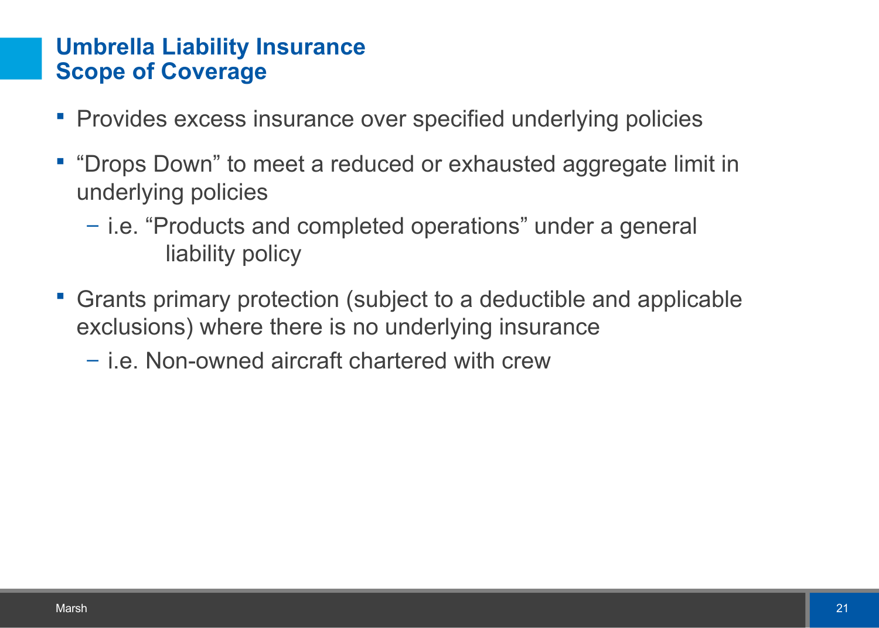# Umbrella Liability Insurance
# Scope of Coverage

- Provides excess insurance over specified underlying policies
- “Drops Down” to meet a reduced or exhausted aggregate limit in underlying policies
  - i.e. “Products and completed operations” under a general liability policy
- Grants primary protection (subject to a deductible and applicable exclusions) where there is no underlying insurance
  - i.e. Non-owned aircraft chartered with crew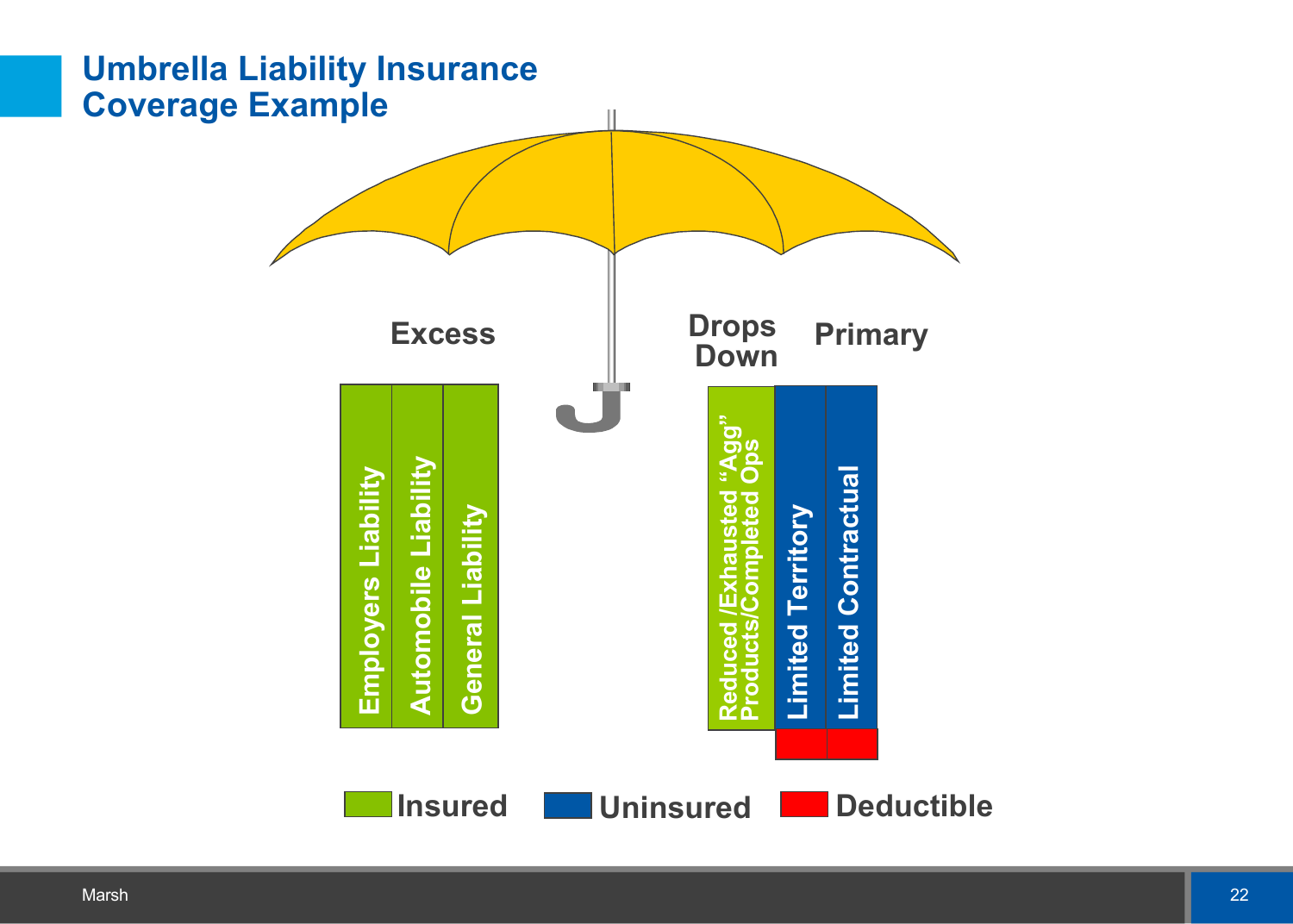# Umbrella Liability Insurance Coverage Example

**Excess**

- Employers Liability
- Automobile Liability
- General Liability

**Drops Down**

- Reduced /Exhausted "Agg" Products/Completed Ops

**Primary**

- Limited Territory
- Limited Contractual

Insured | Uninsured | Deductible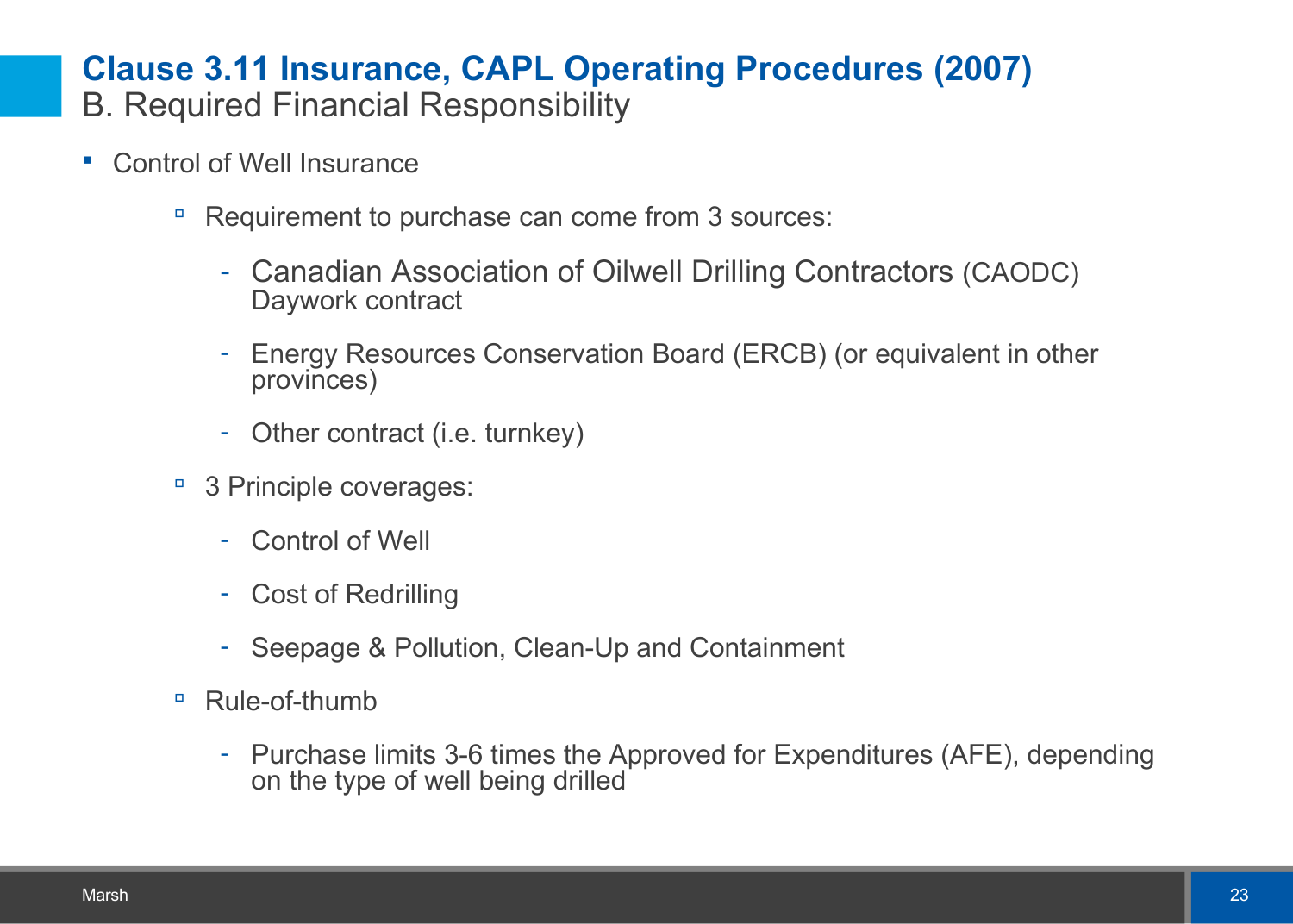# Clause 3.11 Insurance, CAPL Operating Procedures (2007)

## B. Required Financial Responsibility

- Control of Well Insurance
  - Requirement to purchase can come from 3 sources:
    - Canadian Association of Oilwell Drilling Contractors (CAODC) Daywork contract
    - Energy Resources Conservation Board (ERCB) (or equivalent in other provinces)
    - Other contract (i.e. turnkey)
  - 3 Principle coverages:
    - Control of Well
    - Cost of Redrilling
    - Seepage & Pollution, Clean-Up and Containment
  - Rule-of-thumb
    - Purchase limits 3-6 times the Approved for Expenditures (AFE), depending on the type of well being drilled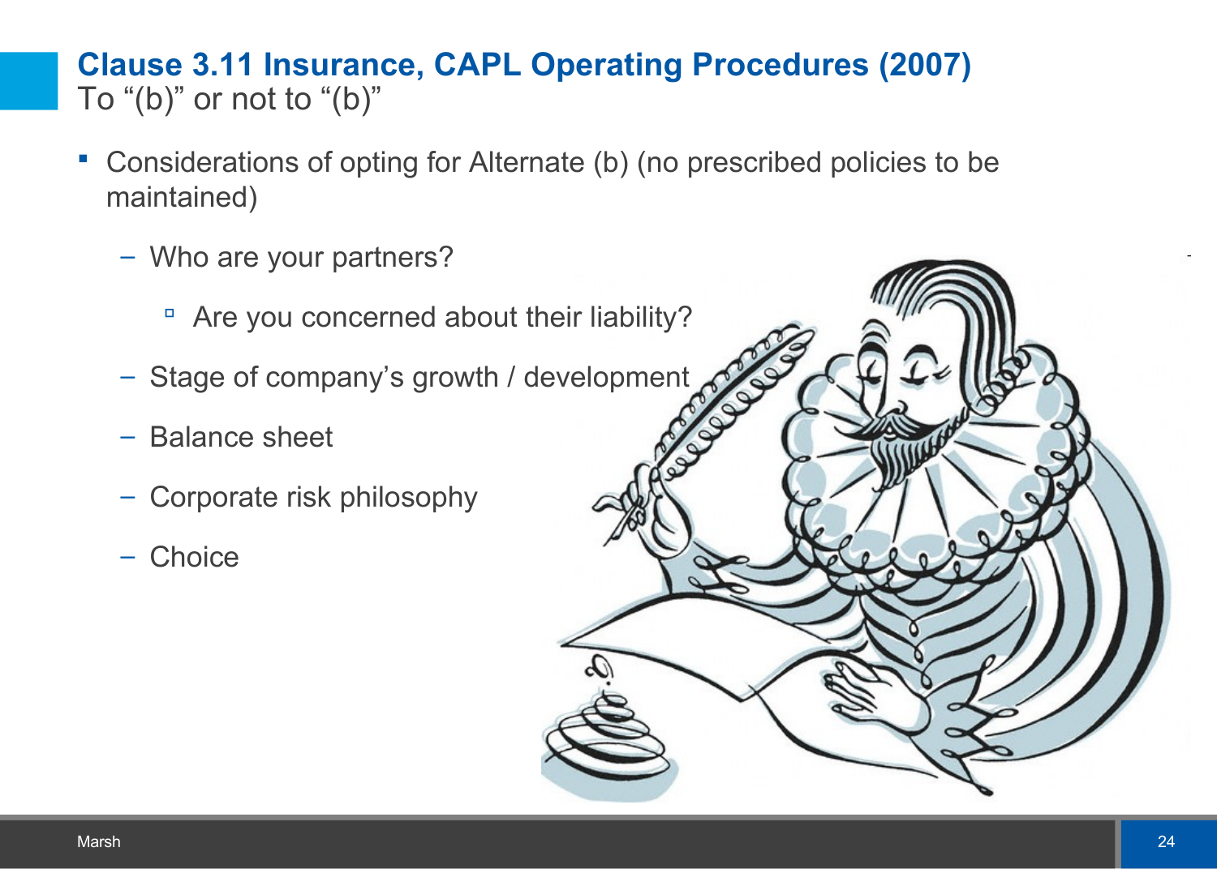# Clause 3.11 Insurance, CAPL Operating Procedures (2007)

To "(b)" or not to "(b)"

- Considerations of opting for Alternate (b) (no prescribed policies to be maintained)
  - Who are your partners?
    - Are you concerned about their liability?
  - Stage of company's growth / development
  - Balance sheet
  - Corporate risk philosophy
  - Choice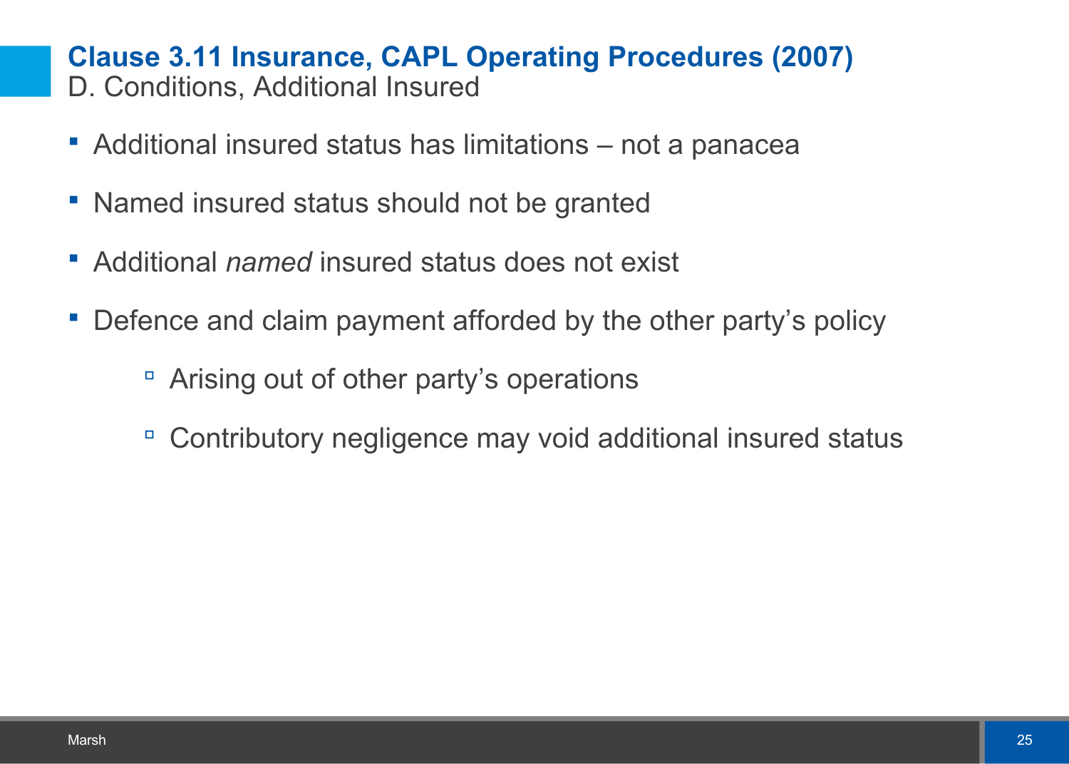## Clause 3.11 Insurance, CAPL Operating Procedures (2007)

D. Conditions, Additional Insured

- Additional insured status has limitations – not a panacea
- Named insured status should not be granted
- Additional *named* insured status does not exist
- Defence and claim payment afforded by the other party's policy
  - Arising out of other party's operations
  - Contributory negligence may void additional insured status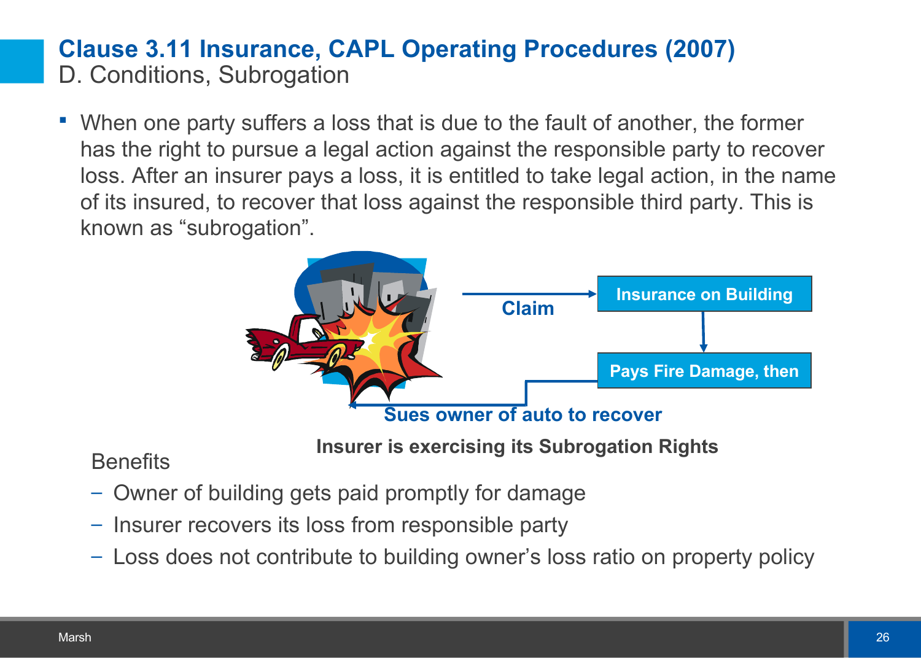# Clause 3.11 Insurance, CAPL Operating Procedures (2007)

## D. Conditions, Subrogation

- When one party suffers a loss that is due to the fault of another, the former has the right to pursue a legal action against the responsible party to recover loss. After an insurer pays a loss, it is entitled to take legal action, in the name of its insured, to recover that loss against the responsible third party. This is known as "subrogation".

Claim → Insurance on Building → Pays Fire Damage, then → Sues owner of auto to recover

**Insurer is exercising its Subrogation Rights**

Benefits

- Owner of building gets paid promptly for damage
- Insurer recovers its loss from responsible party
- Loss does not contribute to building owner's loss ratio on property policy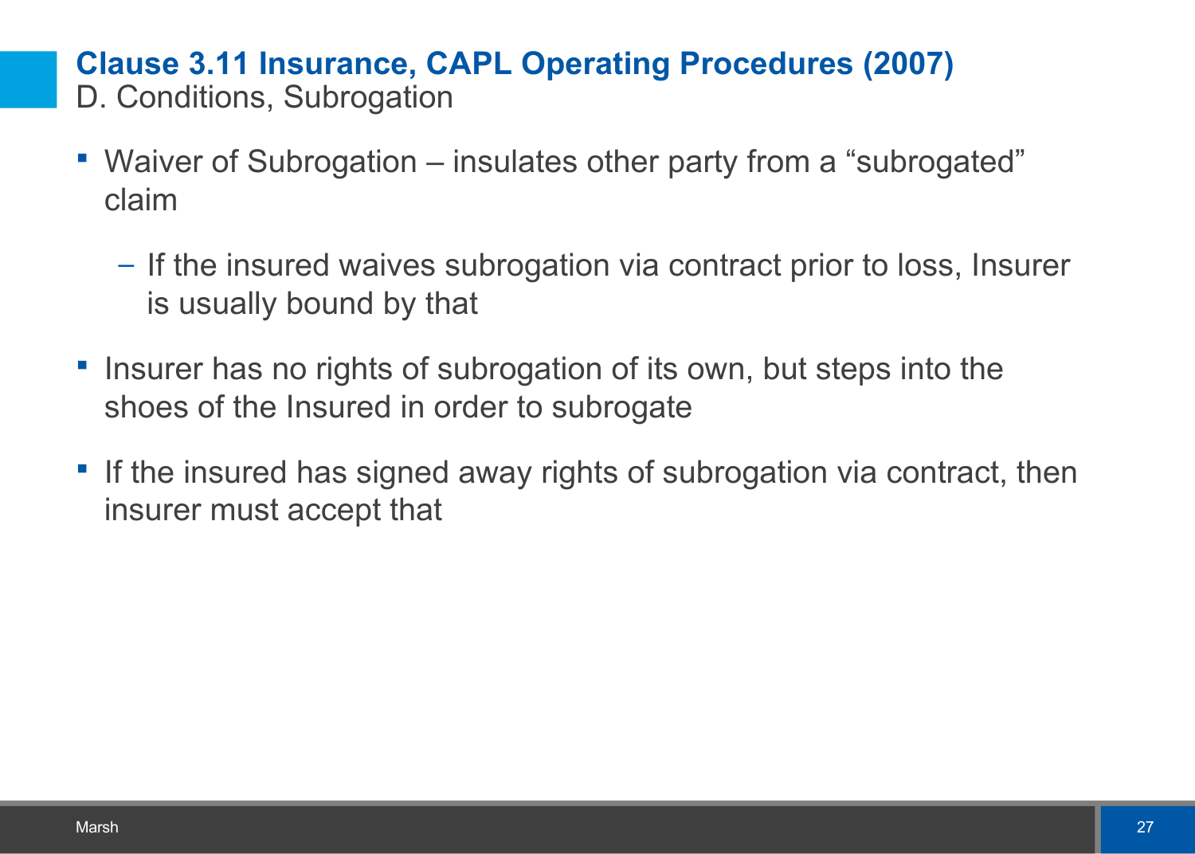## Clause 3.11 Insurance, CAPL Operating Procedures (2007)

D. Conditions, Subrogation

- Waiver of Subrogation – insulates other party from a “subrogated” claim
  - If the insured waives subrogation via contract prior to loss, Insurer is usually bound by that
- Insurer has no rights of subrogation of its own, but steps into the shoes of the Insured in order to subrogate
- If the insured has signed away rights of subrogation via contract, then insurer must accept that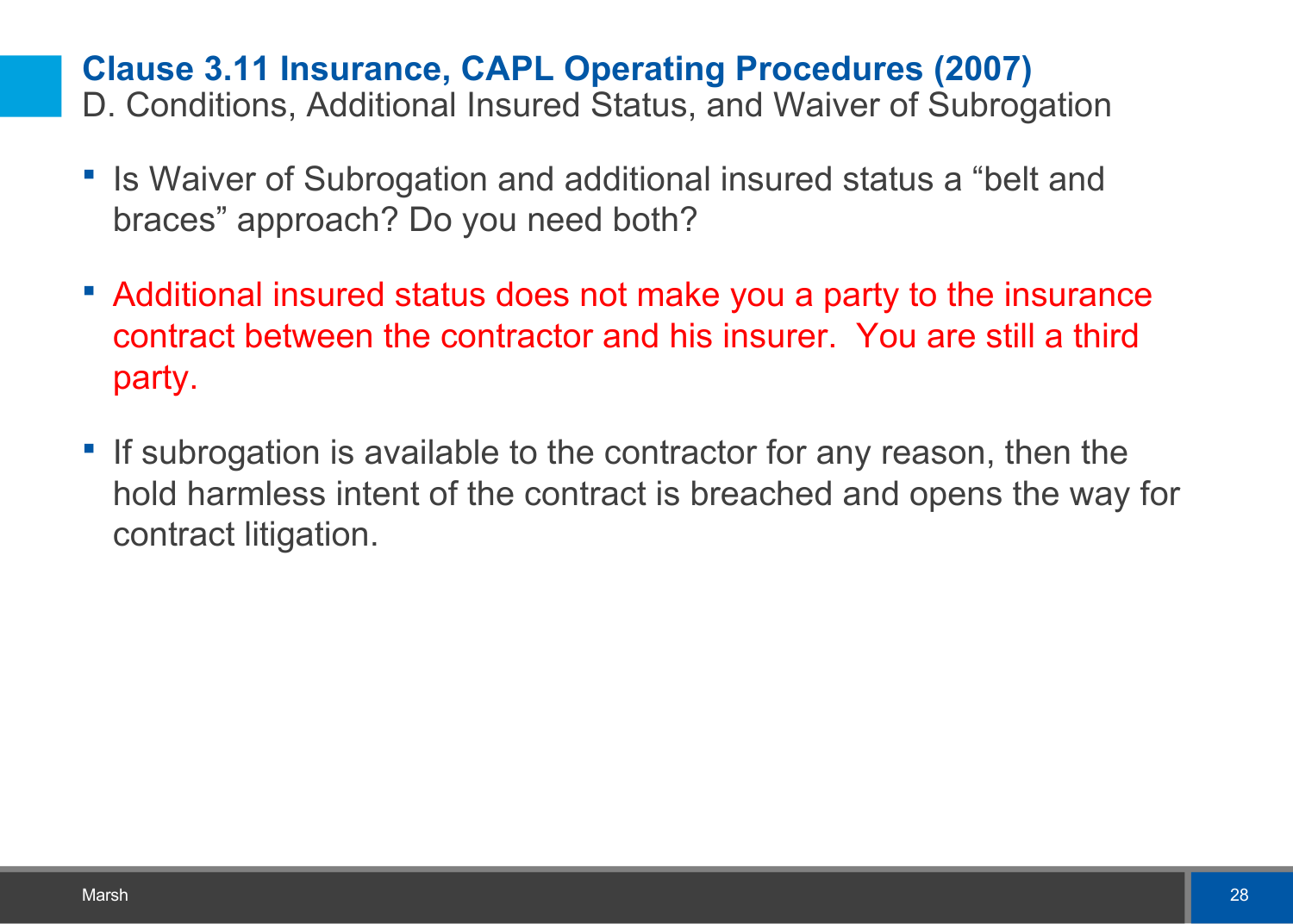## Clause 3.11 Insurance, CAPL Operating Procedures (2007)

D. Conditions, Additional Insured Status, and Waiver of Subrogation

- Is Waiver of Subrogation and additional insured status a “belt and braces” approach? Do you need both?
- Additional insured status does not make you a party to the insurance contract between the contractor and his insurer. You are still a third party.
- If subrogation is available to the contractor for any reason, then the hold harmless intent of the contract is breached and opens the way for contract litigation.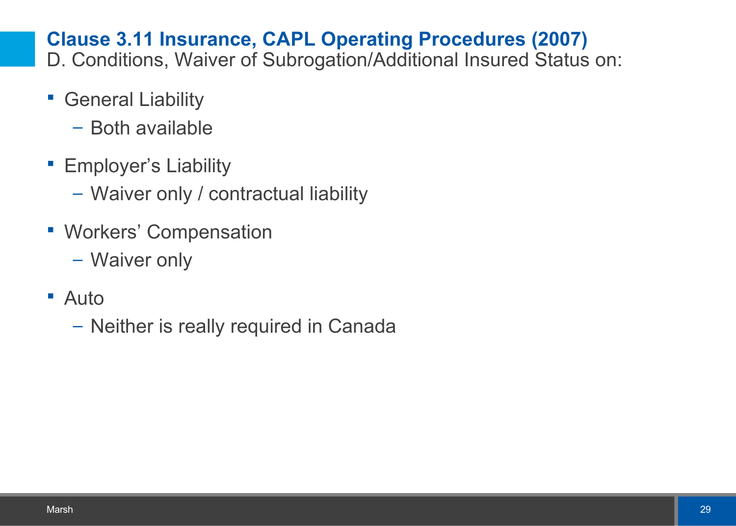## Clause 3.11 Insurance, CAPL Operating Procedures (2007)

D. Conditions, Waiver of Subrogation/Additional Insured Status on:

- General Liability
  - Both available
- Employer's Liability
  - Waiver only / contractual liability
- Workers' Compensation
  - Waiver only
- Auto
  - Neither is really required in Canada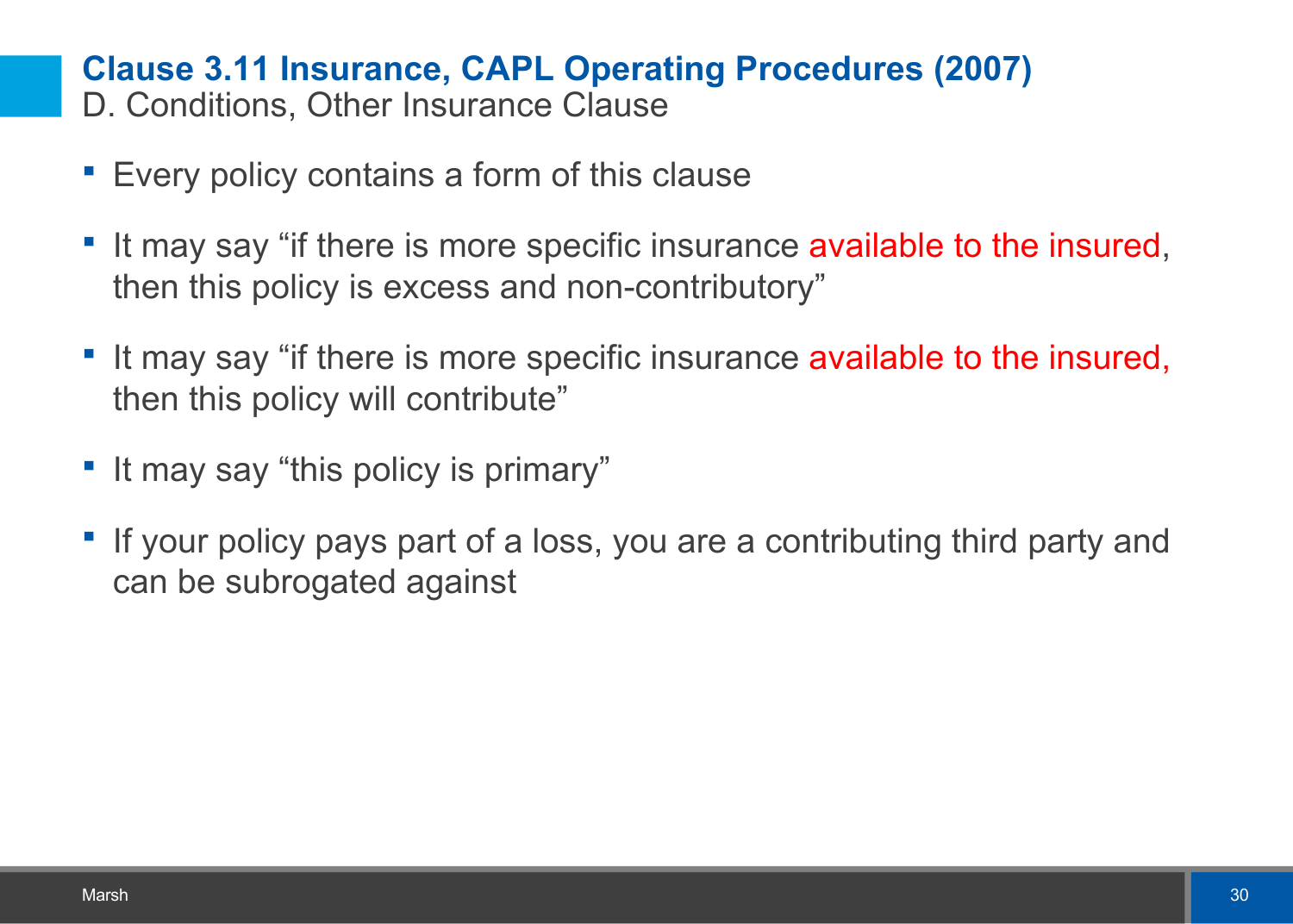## Clause 3.11 Insurance, CAPL Operating Procedures (2007)

D. Conditions, Other Insurance Clause

- Every policy contains a form of this clause
- It may say “if there is more specific insurance available to the insured, then this policy is excess and non-contributory”
- It may say “if there is more specific insurance available to the insured, then this policy will contribute”
- It may say “this policy is primary”
- If your policy pays part of a loss, you are a contributing third party and can be subrogated against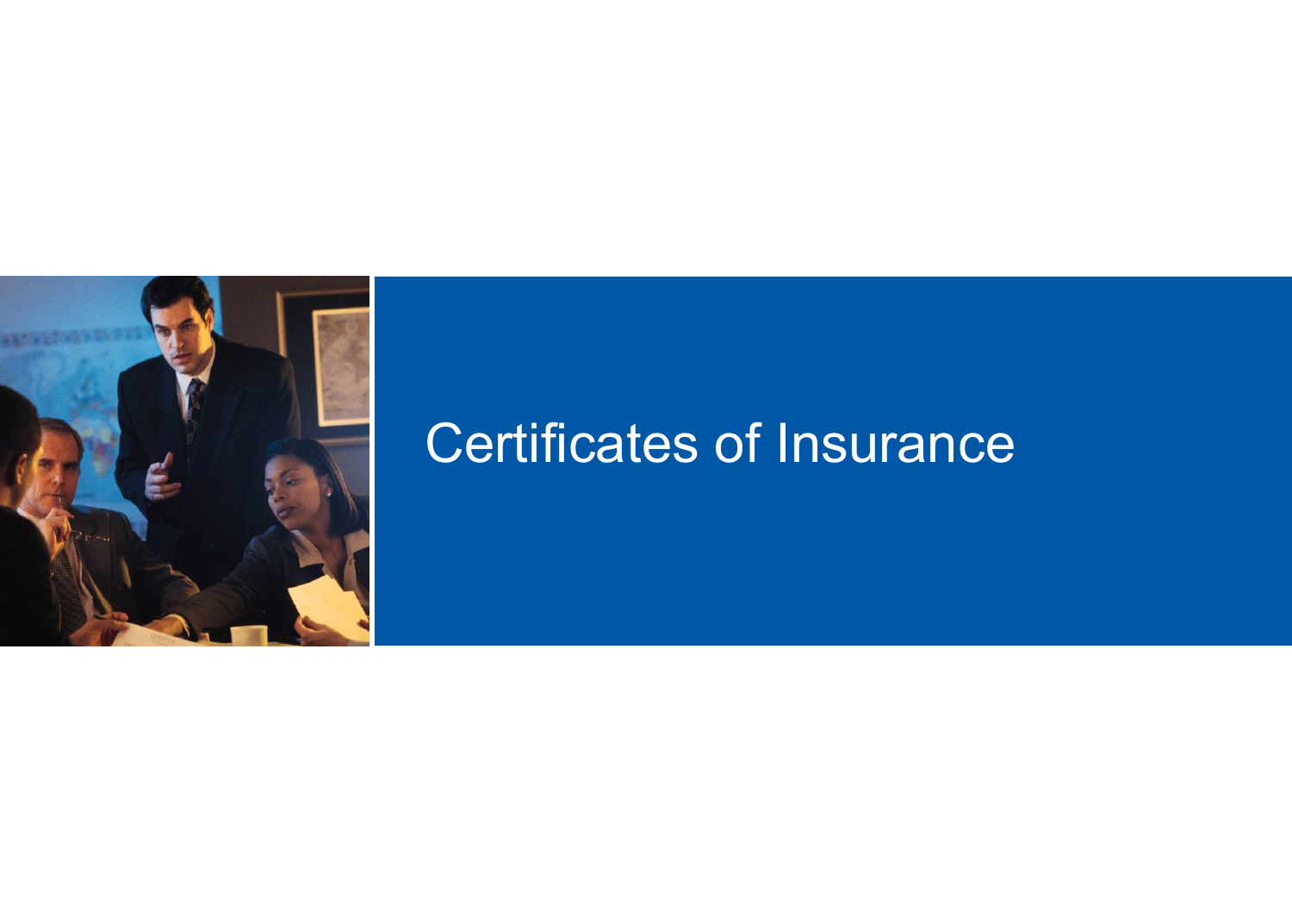# Certificates of Insurance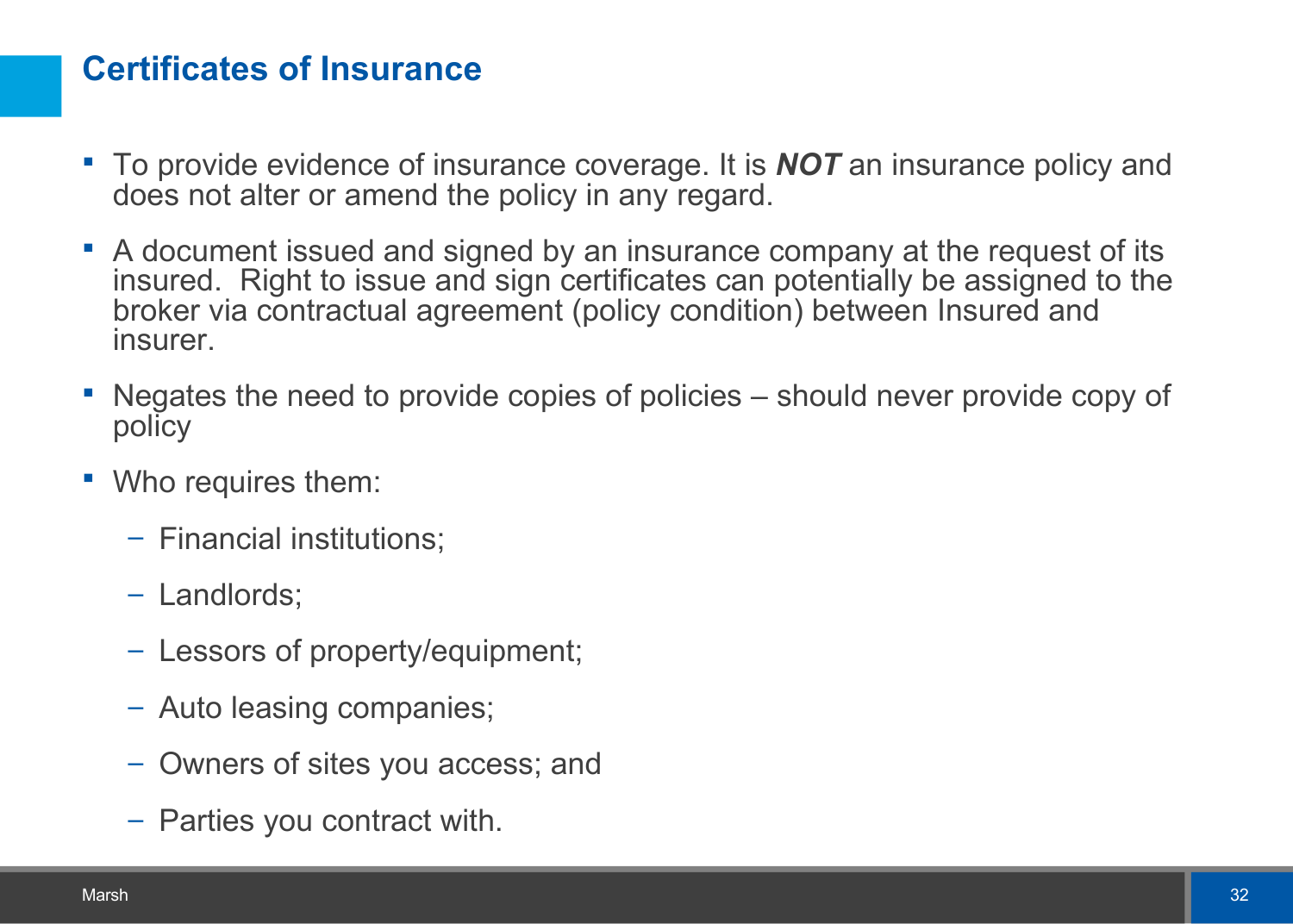## Certificates of Insurance

- To provide evidence of insurance coverage. It is ***NOT*** an insurance policy and does not alter or amend the policy in any regard.
- A document issued and signed by an insurance company at the request of its insured.  Right to issue and sign certificates can potentially be assigned to the broker via contractual agreement (policy condition) between Insured and insurer.
- Negates the need to provide copies of policies – should never provide copy of policy
- Who requires them:
  - Financial institutions;
  - Landlords;
  - Lessors of property/equipment;
  - Auto leasing companies;
  - Owners of sites you access; and
  - Parties you contract with.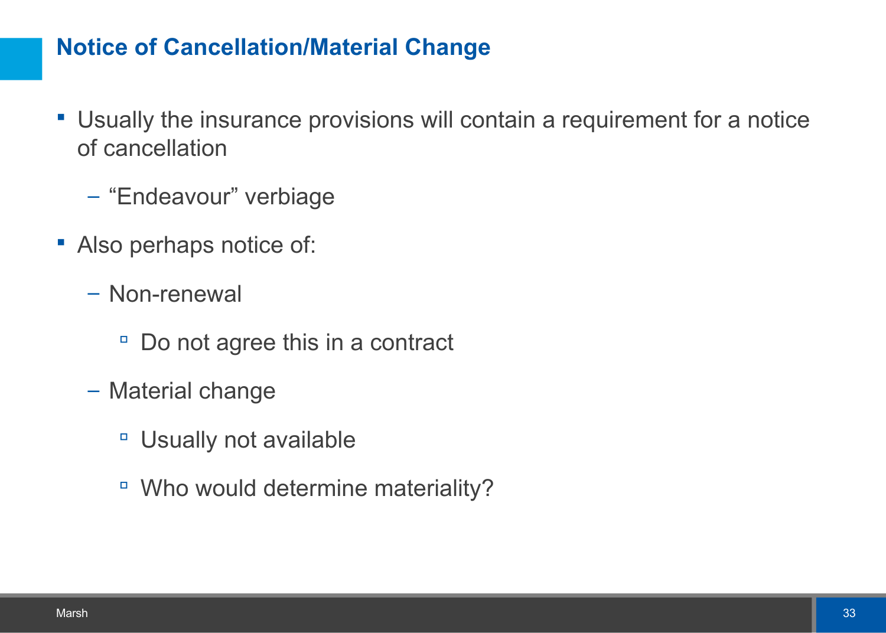## Notice of Cancellation/Material Change

- Usually the insurance provisions will contain a requirement for a notice of cancellation
  - “Endeavour” verbiage
- Also perhaps notice of:
  - Non-renewal
    - Do not agree this in a contract
  - Material change
    - Usually not available
    - Who would determine materiality?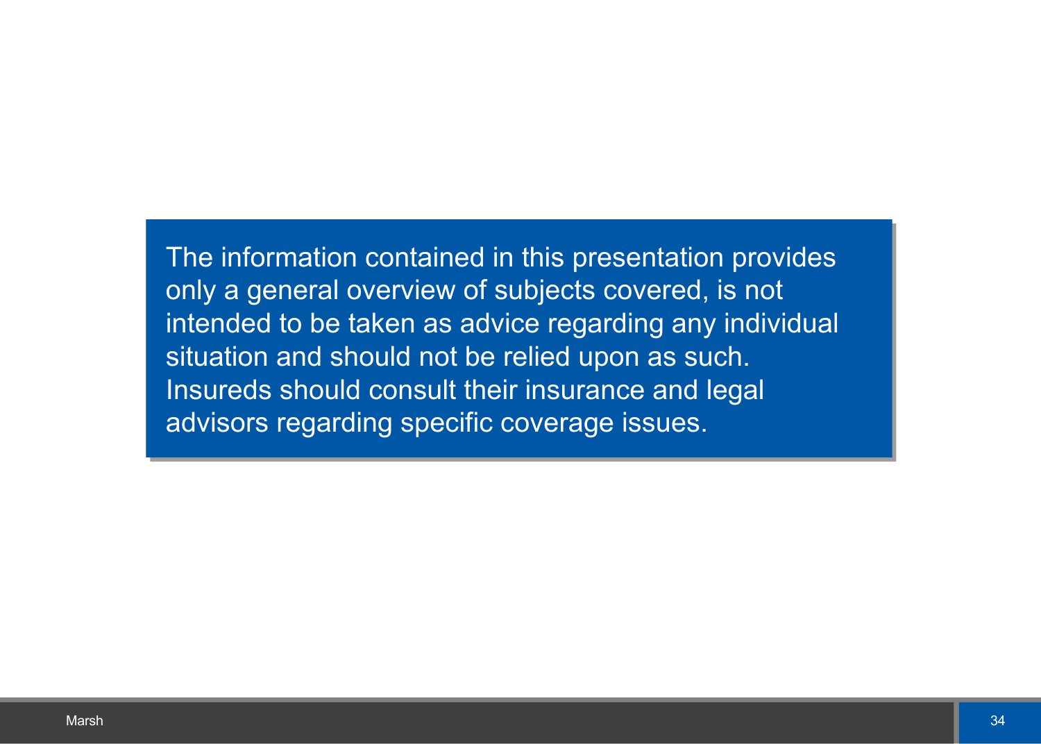The information contained in this presentation provides only a general overview of subjects covered, is not intended to be taken as advice regarding any individual situation and should not be relied upon as such. Insureds should consult their insurance and legal advisors regarding specific coverage issues.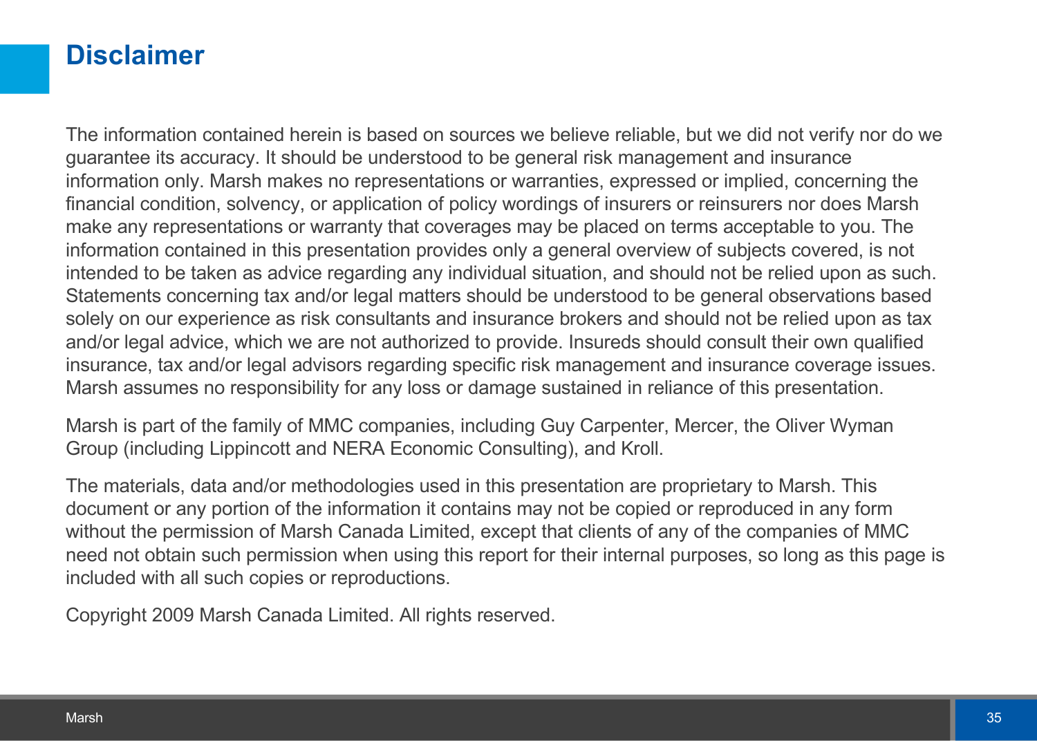# Disclaimer

The information contained herein is based on sources we believe reliable, but we did not verify nor do we guarantee its accuracy. It should be understood to be general risk management and insurance information only. Marsh makes no representations or warranties, expressed or implied, concerning the financial condition, solvency, or application of policy wordings of insurers or reinsurers nor does Marsh make any representations or warranty that coverages may be placed on terms acceptable to you. The information contained in this presentation provides only a general overview of subjects covered, is not intended to be taken as advice regarding any individual situation, and should not be relied upon as such. Statements concerning tax and/or legal matters should be understood to be general observations based solely on our experience as risk consultants and insurance brokers and should not be relied upon as tax and/or legal advice, which we are not authorized to provide. Insureds should consult their own qualified insurance, tax and/or legal advisors regarding specific risk management and insurance coverage issues. Marsh assumes no responsibility for any loss or damage sustained in reliance of this presentation.

Marsh is part of the family of MMC companies, including Guy Carpenter, Mercer, the Oliver Wyman Group (including Lippincott and NERA Economic Consulting), and Kroll.

The materials, data and/or methodologies used in this presentation are proprietary to Marsh. This document or any portion of the information it contains may not be copied or reproduced in any form without the permission of Marsh Canada Limited, except that clients of any of the companies of MMC need not obtain such permission when using this report for their internal purposes, so long as this page is included with all such copies or reproductions.

Copyright 2009 Marsh Canada Limited. All rights reserved.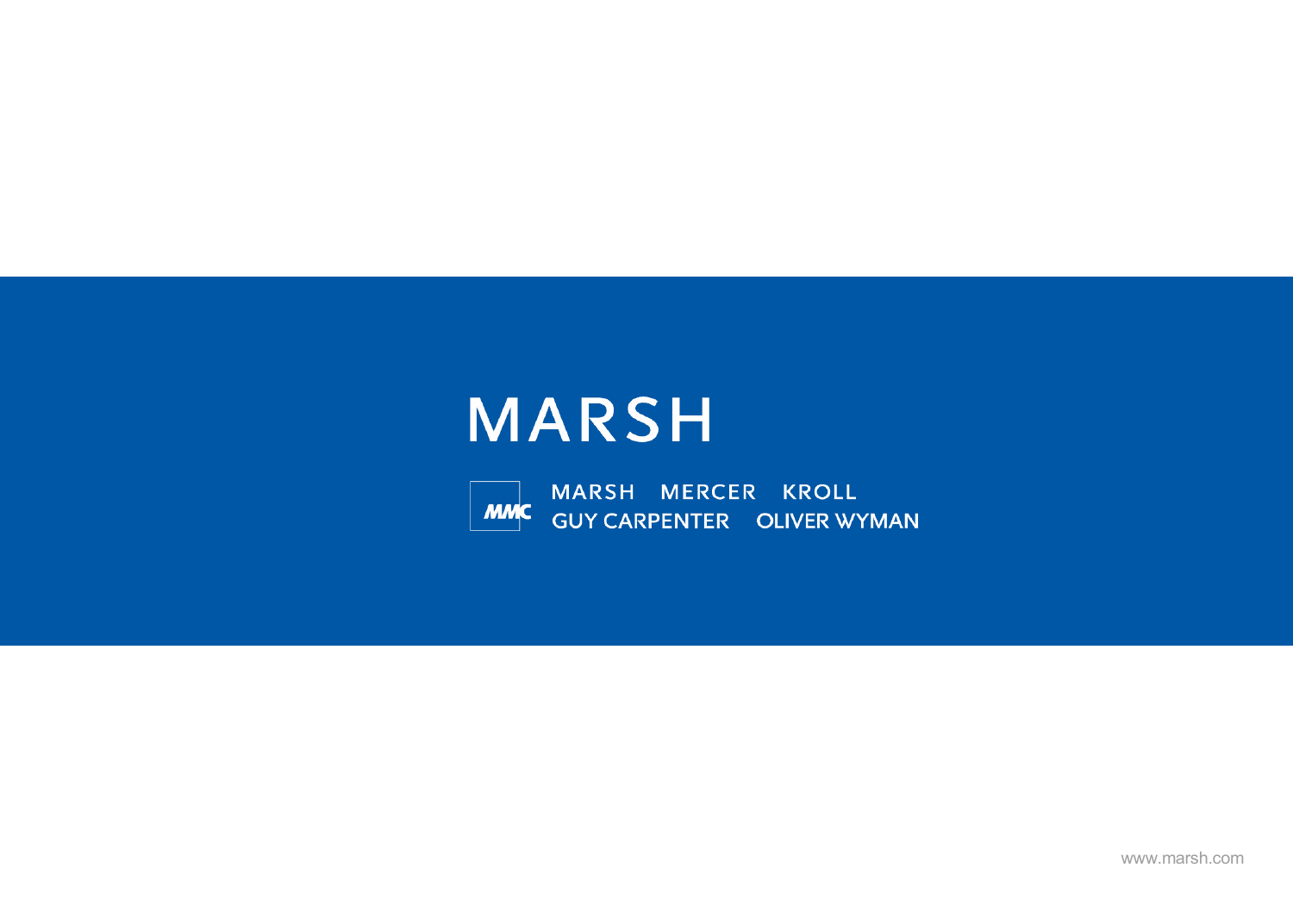MARSH

MMC

MARSH MERCER KROLL
GUY CARPENTER OLIVER WYMAN

www.marsh.com